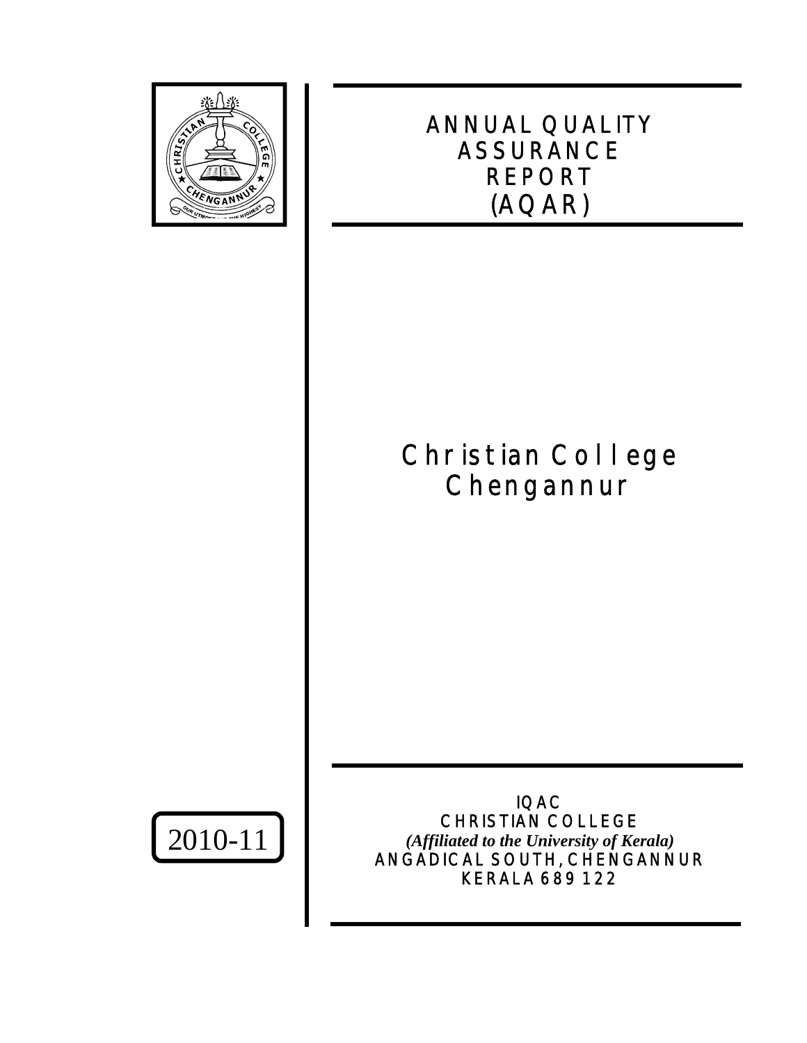# ANNUAL QUALITY ASSURANCE REPORT (AQAR)

# Christian College Chengannur

2010-11

IQAC
CHRISTIAN COLLEGE
***(Affiliated to the University of Kerala)***
ANGADICAL SOUTH, CHENGANNUR
KERALA 689 122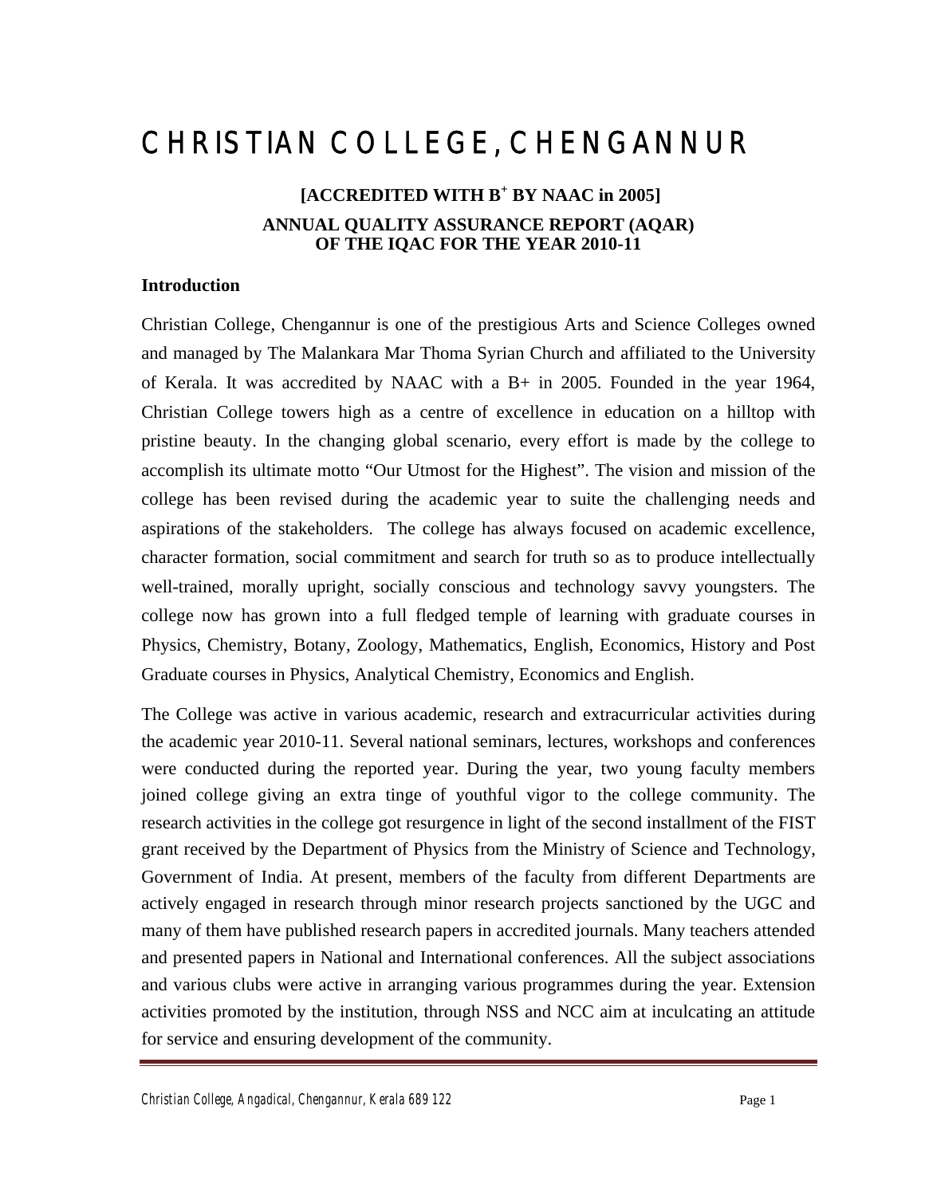# CHRISTIAN COLLEGE, CHENGANNUR

**[ACCREDITED WITH B$^+$ BY NAAC in 2005]**

**ANNUAL QUALITY ASSURANCE REPORT (AQAR) OF THE IQAC FOR THE YEAR 2010-11**

### Introduction

Christian College, Chengannur is one of the prestigious Arts and Science Colleges owned and managed by The Malankara Mar Thoma Syrian Church and affiliated to the University of Kerala. It was accredited by NAAC with a B+ in 2005. Founded in the year 1964, Christian College towers high as a centre of excellence in education on a hilltop with pristine beauty. In the changing global scenario, every effort is made by the college to accomplish its ultimate motto "Our Utmost for the Highest". The vision and mission of the college has been revised during the academic year to suite the challenging needs and aspirations of the stakeholders. The college has always focused on academic excellence, character formation, social commitment and search for truth so as to produce intellectually well-trained, morally upright, socially conscious and technology savvy youngsters. The college now has grown into a full fledged temple of learning with graduate courses in Physics, Chemistry, Botany, Zoology, Mathematics, English, Economics, History and Post Graduate courses in Physics, Analytical Chemistry, Economics and English.

The College was active in various academic, research and extracurricular activities during the academic year 2010-11. Several national seminars, lectures, workshops and conferences were conducted during the reported year. During the year, two young faculty members joined college giving an extra tinge of youthful vigor to the college community. The research activities in the college got resurgence in light of the second installment of the FIST grant received by the Department of Physics from the Ministry of Science and Technology, Government of India. At present, members of the faculty from different Departments are actively engaged in research through minor research projects sanctioned by the UGC and many of them have published research papers in accredited journals. Many teachers attended and presented papers in National and International conferences. All the subject associations and various clubs were active in arranging various programmes during the year. Extension activities promoted by the institution, through NSS and NCC aim at inculcating an attitude for service and ensuring development of the community.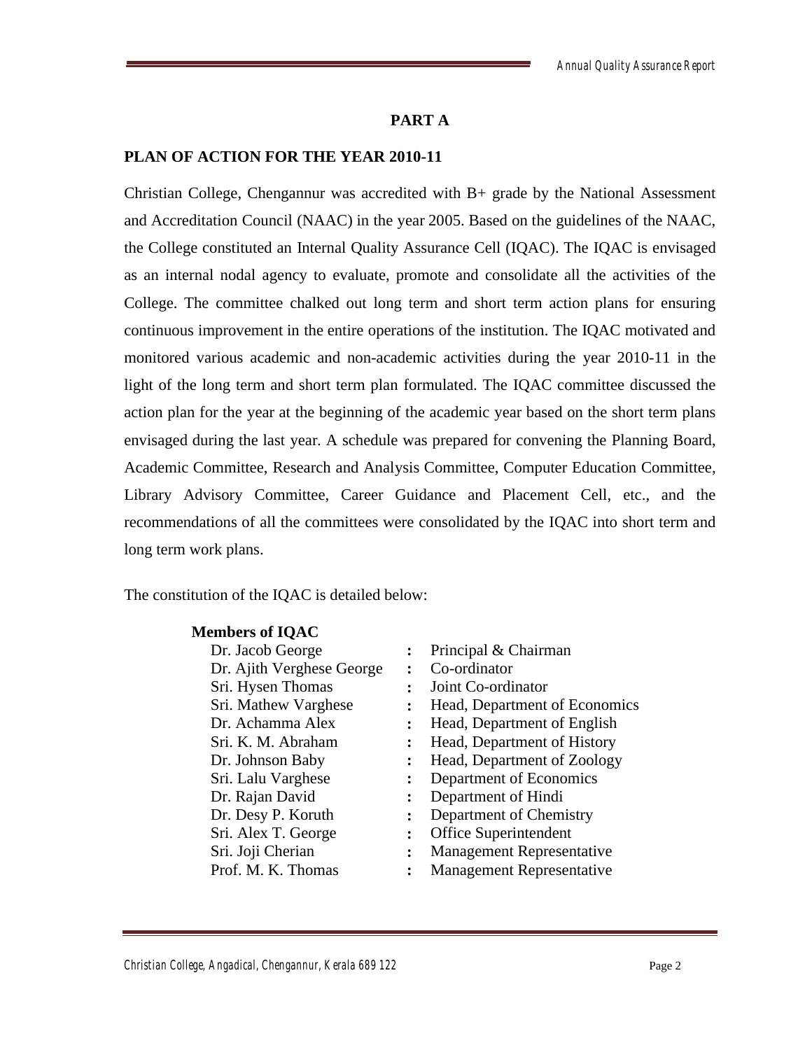## PART A

### PLAN OF ACTION FOR THE YEAR 2010-11

Christian College, Chengannur was accredited with B+ grade by the National Assessment and Accreditation Council (NAAC) in the year 2005. Based on the guidelines of the NAAC, the College constituted an Internal Quality Assurance Cell (IQAC). The IQAC is envisaged as an internal nodal agency to evaluate, promote and consolidate all the activities of the College. The committee chalked out long term and short term action plans for ensuring continuous improvement in the entire operations of the institution. The IQAC motivated and monitored various academic and non-academic activities during the year 2010-11 in the light of the long term and short term plan formulated. The IQAC committee discussed the action plan for the year at the beginning of the academic year based on the short term plans envisaged during the last year. A schedule was prepared for convening the Planning Board, Academic Committee, Research and Analysis Committee, Computer Education Committee, Library Advisory Committee, Career Guidance and Placement Cell, etc., and the recommendations of all the committees were consolidated by the IQAC into short term and long term work plans.

The constitution of the IQAC is detailed below:

**Members of IQAC**

| | | |
|---|---|---|
| Dr. Jacob George | : | Principal & Chairman |
| Dr. Ajith Verghese George | : | Co-ordinator |
| Sri. Hysen Thomas | : | Joint Co-ordinator |
| Sri. Mathew Varghese | : | Head, Department of Economics |
| Dr. Achamma Alex | : | Head, Department of English |
| Sri. K. M. Abraham | : | Head, Department of History |
| Dr. Johnson Baby | : | Head, Department of Zoology |
| Sri. Lalu Varghese | : | Department of Economics |
| Dr. Rajan David | : | Department of Hindi |
| Dr. Desy P. Koruth | : | Department of Chemistry |
| Sri. Alex T. George | : | Office Superintendent |
| Sri. Joji Cherian | : | Management Representative |
| Prof. M. K. Thomas | : | Management Representative |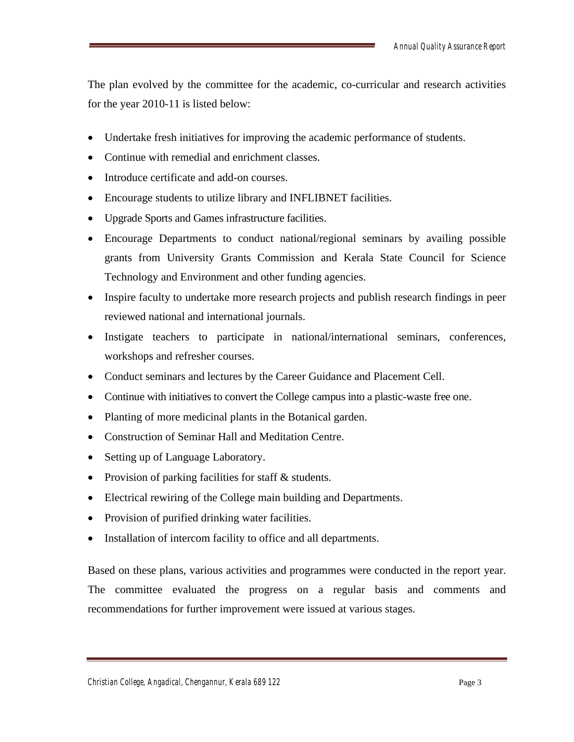The plan evolved by the committee for the academic, co-curricular and research activities for the year 2010-11 is listed below:

- Undertake fresh initiatives for improving the academic performance of students.
- Continue with remedial and enrichment classes.
- Introduce certificate and add-on courses.
- Encourage students to utilize library and INFLIBNET facilities.
- Upgrade Sports and Games infrastructure facilities.
- Encourage Departments to conduct national/regional seminars by availing possible grants from University Grants Commission and Kerala State Council for Science Technology and Environment and other funding agencies.
- Inspire faculty to undertake more research projects and publish research findings in peer reviewed national and international journals.
- Instigate teachers to participate in national/international seminars, conferences, workshops and refresher courses.
- Conduct seminars and lectures by the Career Guidance and Placement Cell.
- Continue with initiatives to convert the College campus into a plastic-waste free one.
- Planting of more medicinal plants in the Botanical garden.
- Construction of Seminar Hall and Meditation Centre.
- Setting up of Language Laboratory.
- Provision of parking facilities for staff & students.
- Electrical rewiring of the College main building and Departments.
- Provision of purified drinking water facilities.
- Installation of intercom facility to office and all departments.

Based on these plans, various activities and programmes were conducted in the report year. The committee evaluated the progress on a regular basis and comments and recommendations for further improvement were issued at various stages.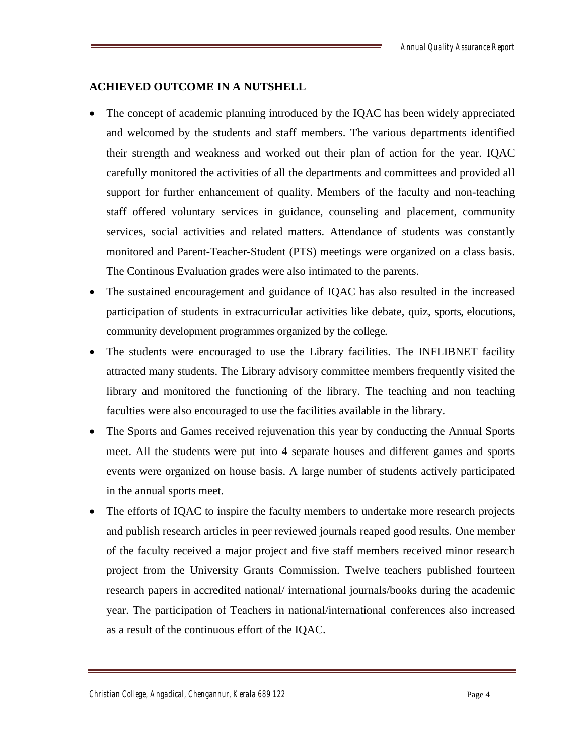**ACHIEVED OUTCOME IN A NUTSHELL**

- The concept of academic planning introduced by the IQAC has been widely appreciated and welcomed by the students and staff members. The various departments identified their strength and weakness and worked out their plan of action for the year. IQAC carefully monitored the activities of all the departments and committees and provided all support for further enhancement of quality. Members of the faculty and non-teaching staff offered voluntary services in guidance, counseling and placement, community services, social activities and related matters. Attendance of students was constantly monitored and Parent-Teacher-Student (PTS) meetings were organized on a class basis. The Continous Evaluation grades were also intimated to the parents.
- The sustained encouragement and guidance of IQAC has also resulted in the increased participation of students in extracurricular activities like debate, quiz, sports, elocutions, community development programmes organized by the college.
- The students were encouraged to use the Library facilities. The INFLIBNET facility attracted many students. The Library advisory committee members frequently visited the library and monitored the functioning of the library. The teaching and non teaching faculties were also encouraged to use the facilities available in the library.
- The Sports and Games received rejuvenation this year by conducting the Annual Sports meet. All the students were put into 4 separate houses and different games and sports events were organized on house basis. A large number of students actively participated in the annual sports meet.
- The efforts of IQAC to inspire the faculty members to undertake more research projects and publish research articles in peer reviewed journals reaped good results. One member of the faculty received a major project and five staff members received minor research project from the University Grants Commission. Twelve teachers published fourteen research papers in accredited national/ international journals/books during the academic year. The participation of Teachers in national/international conferences also increased as a result of the continuous effort of the IQAC.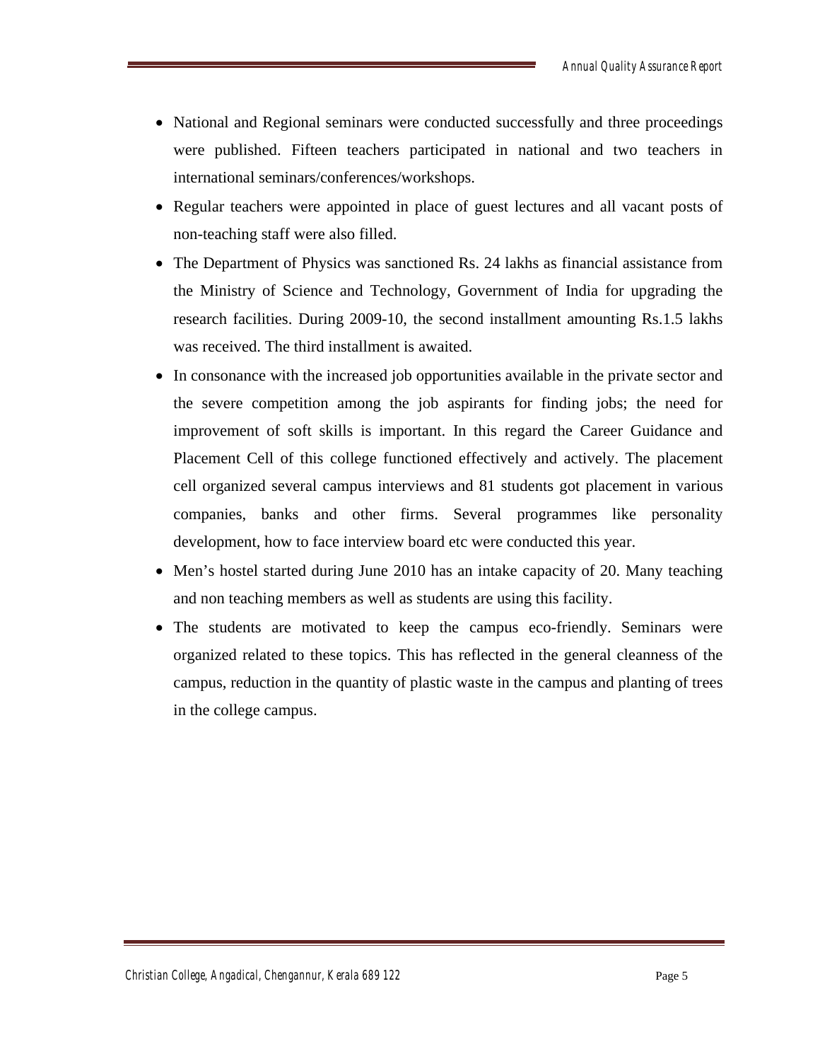- National and Regional seminars were conducted successfully and three proceedings were published. Fifteen teachers participated in national and two teachers in international seminars/conferences/workshops.
- Regular teachers were appointed in place of guest lectures and all vacant posts of non-teaching staff were also filled.
- The Department of Physics was sanctioned Rs. 24 lakhs as financial assistance from the Ministry of Science and Technology, Government of India for upgrading the research facilities. During 2009-10, the second installment amounting Rs.1.5 lakhs was received. The third installment is awaited.
- In consonance with the increased job opportunities available in the private sector and the severe competition among the job aspirants for finding jobs; the need for improvement of soft skills is important. In this regard the Career Guidance and Placement Cell of this college functioned effectively and actively. The placement cell organized several campus interviews and 81 students got placement in various companies, banks and other firms. Several programmes like personality development, how to face interview board etc were conducted this year.
- Men's hostel started during June 2010 has an intake capacity of 20. Many teaching and non teaching members as well as students are using this facility.
- The students are motivated to keep the campus eco-friendly. Seminars were organized related to these topics. This has reflected in the general cleanness of the campus, reduction in the quantity of plastic waste in the campus and planting of trees in the college campus.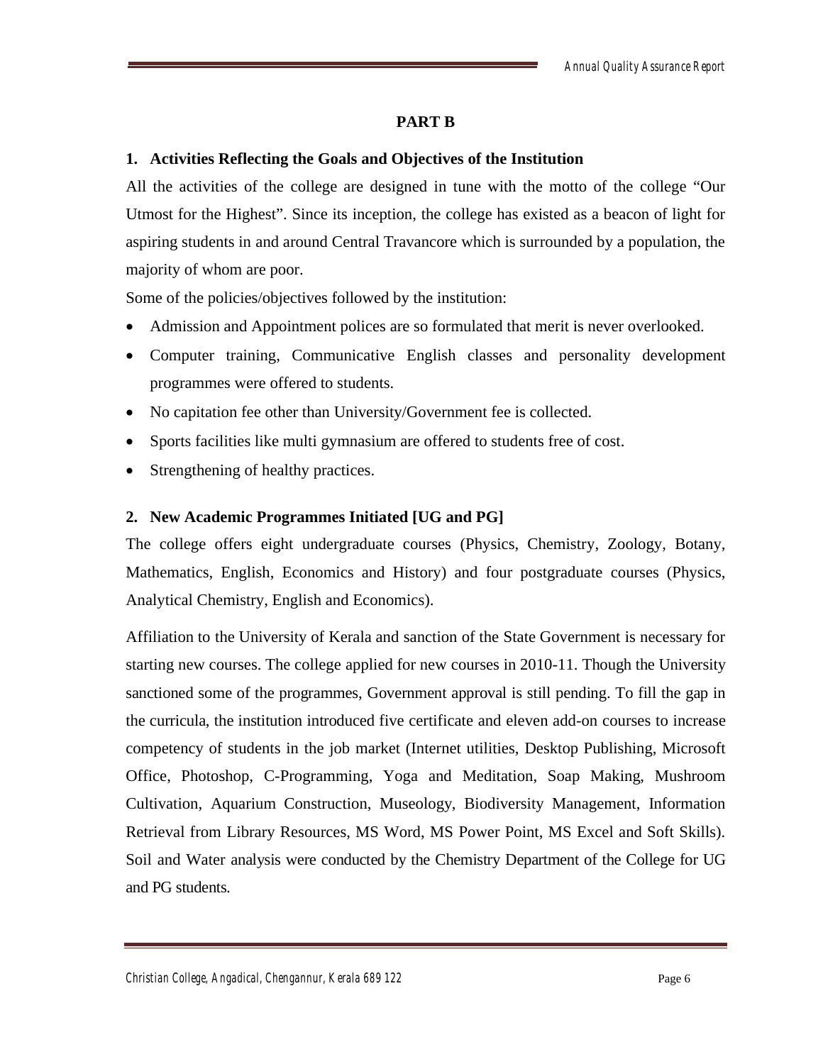## PART B

### 1. Activities Reflecting the Goals and Objectives of the Institution

All the activities of the college are designed in tune with the motto of the college "Our Utmost for the Highest". Since its inception, the college has existed as a beacon of light for aspiring students in and around Central Travancore which is surrounded by a population, the majority of whom are poor.

Some of the policies/objectives followed by the institution:

- Admission and Appointment polices are so formulated that merit is never overlooked.
- Computer training, Communicative English classes and personality development programmes were offered to students.
- No capitation fee other than University/Government fee is collected.
- Sports facilities like multi gymnasium are offered to students free of cost.
- Strengthening of healthy practices.

### 2. New Academic Programmes Initiated [UG and PG]

The college offers eight undergraduate courses (Physics, Chemistry, Zoology, Botany, Mathematics, English, Economics and History) and four postgraduate courses (Physics, Analytical Chemistry, English and Economics).

Affiliation to the University of Kerala and sanction of the State Government is necessary for starting new courses. The college applied for new courses in 2010-11. Though the University sanctioned some of the programmes, Government approval is still pending. To fill the gap in the curricula, the institution introduced five certificate and eleven add-on courses to increase competency of students in the job market (Internet utilities, Desktop Publishing, Microsoft Office, Photoshop, C-Programming, Yoga and Meditation, Soap Making, Mushroom Cultivation, Aquarium Construction, Museology, Biodiversity Management, Information Retrieval from Library Resources, MS Word, MS Power Point, MS Excel and Soft Skills). Soil and Water analysis were conducted by the Chemistry Department of the College for UG and PG students.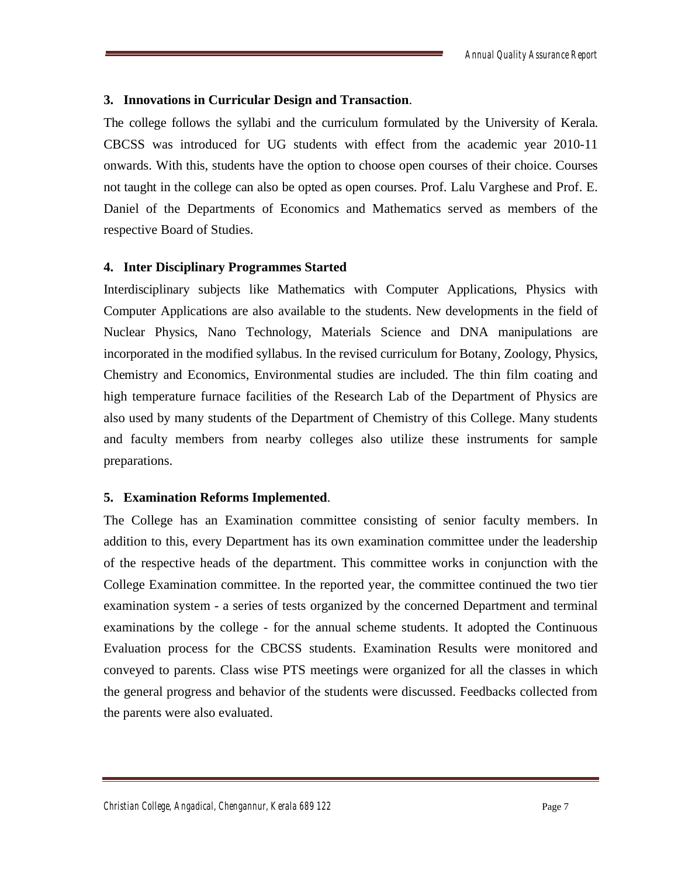### 3. Innovations in Curricular Design and Transaction.

The college follows the syllabi and the curriculum formulated by the University of Kerala. CBCSS was introduced for UG students with effect from the academic year 2010-11 onwards. With this, students have the option to choose open courses of their choice. Courses not taught in the college can also be opted as open courses. Prof. Lalu Varghese and Prof. E. Daniel of the Departments of Economics and Mathematics served as members of the respective Board of Studies.

### 4. Inter Disciplinary Programmes Started

Interdisciplinary subjects like Mathematics with Computer Applications, Physics with Computer Applications are also available to the students. New developments in the field of Nuclear Physics, Nano Technology, Materials Science and DNA manipulations are incorporated in the modified syllabus. In the revised curriculum for Botany, Zoology, Physics, Chemistry and Economics, Environmental studies are included. The thin film coating and high temperature furnace facilities of the Research Lab of the Department of Physics are also used by many students of the Department of Chemistry of this College. Many students and faculty members from nearby colleges also utilize these instruments for sample preparations.

### 5. Examination Reforms Implemented.

The College has an Examination committee consisting of senior faculty members. In addition to this, every Department has its own examination committee under the leadership of the respective heads of the department. This committee works in conjunction with the College Examination committee. In the reported year, the committee continued the two tier examination system - a series of tests organized by the concerned Department and terminal examinations by the college - for the annual scheme students. It adopted the Continuous Evaluation process for the CBCSS students. Examination Results were monitored and conveyed to parents. Class wise PTS meetings were organized for all the classes in which the general progress and behavior of the students were discussed. Feedbacks collected from the parents were also evaluated.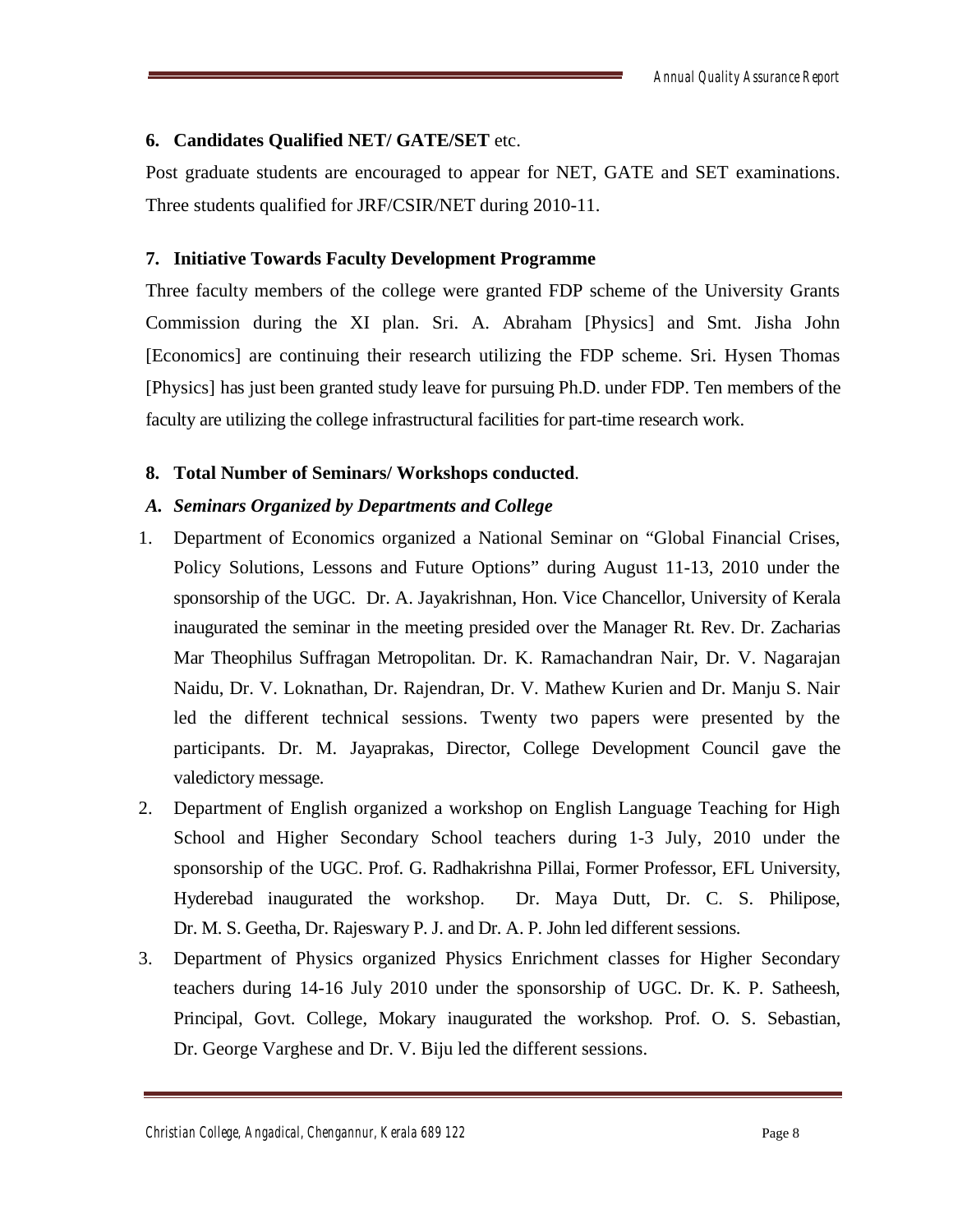### 6. Candidates Qualified NET/ GATE/SET etc.

Post graduate students are encouraged to appear for NET, GATE and SET examinations. Three students qualified for JRF/CSIR/NET during 2010-11.

### 7. Initiative Towards Faculty Development Programme

Three faculty members of the college were granted FDP scheme of the University Grants Commission during the XI plan. Sri. A. Abraham [Physics] and Smt. Jisha John [Economics] are continuing their research utilizing the FDP scheme. Sri. Hysen Thomas [Physics] has just been granted study leave for pursuing Ph.D. under FDP. Ten members of the faculty are utilizing the college infrastructural facilities for part-time research work.

### 8. Total Number of Seminars/ Workshops conducted.

#### *A. Seminars Organized by Departments and College*

1. Department of Economics organized a National Seminar on "Global Financial Crises, Policy Solutions, Lessons and Future Options" during August 11-13, 2010 under the sponsorship of the UGC. Dr. A. Jayakrishnan, Hon. Vice Chancellor, University of Kerala inaugurated the seminar in the meeting presided over the Manager Rt. Rev. Dr. Zacharias Mar Theophilus Suffragan Metropolitan. Dr. K. Ramachandran Nair, Dr. V. Nagarajan Naidu, Dr. V. Loknathan, Dr. Rajendran, Dr. V. Mathew Kurien and Dr. Manju S. Nair led the different technical sessions. Twenty two papers were presented by the participants. Dr. M. Jayaprakas, Director, College Development Council gave the valedictory message.
2. Department of English organized a workshop on English Language Teaching for High School and Higher Secondary School teachers during 1-3 July, 2010 under the sponsorship of the UGC. Prof. G. Radhakrishna Pillai, Former Professor, EFL University, Hyderebad inaugurated the workshop. Dr. Maya Dutt, Dr. C. S. Philipose, Dr. M. S. Geetha, Dr. Rajeswary P. J. and Dr. A. P. John led different sessions.
3. Department of Physics organized Physics Enrichment classes for Higher Secondary teachers during 14-16 July 2010 under the sponsorship of UGC. Dr. K. P. Satheesh, Principal, Govt. College, Mokary inaugurated the workshop. Prof. O. S. Sebastian, Dr. George Varghese and Dr. V. Biju led the different sessions.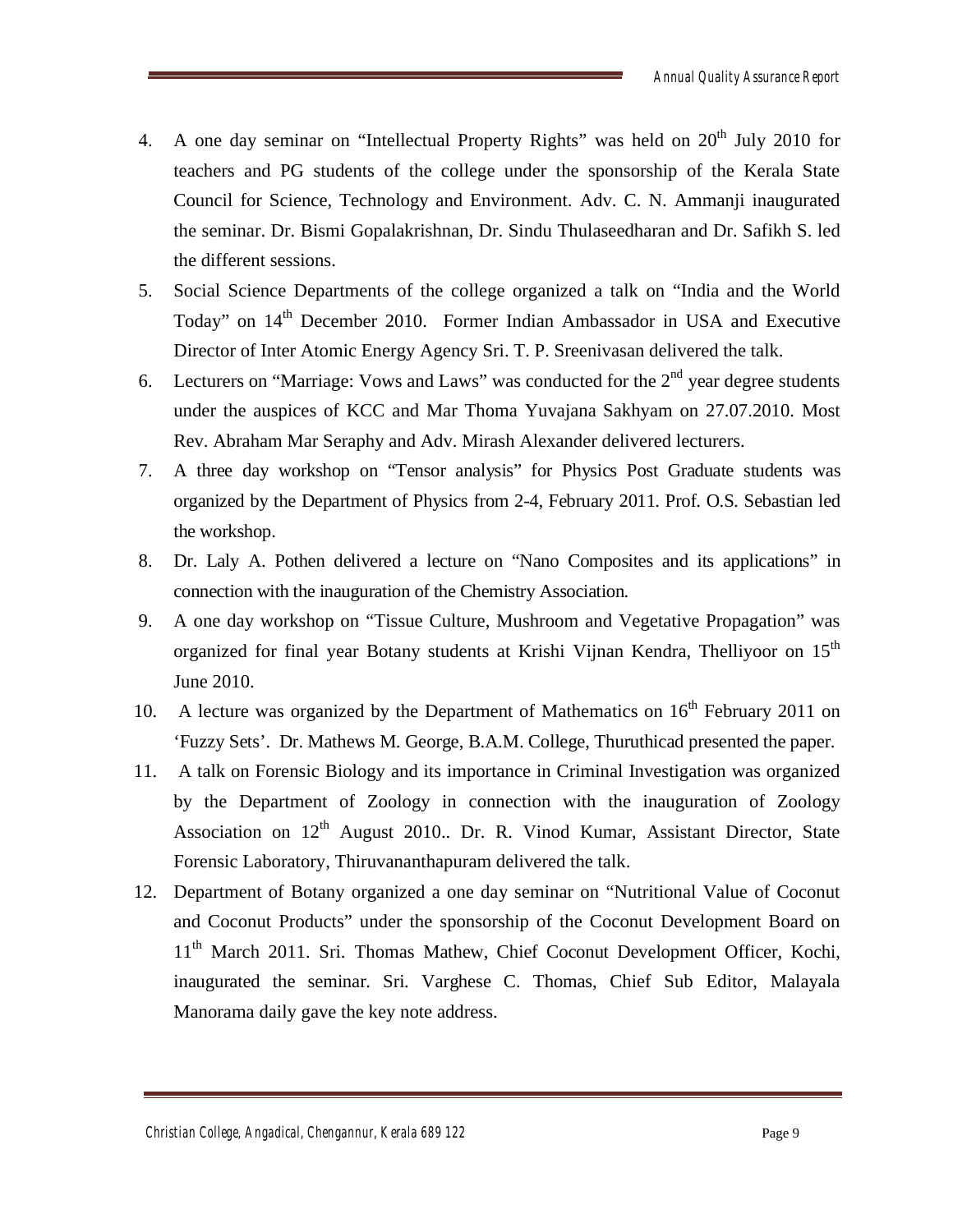4. A one day seminar on "Intellectual Property Rights" was held on 20th July 2010 for teachers and PG students of the college under the sponsorship of the Kerala State Council for Science, Technology and Environment. Adv. C. N. Ammanji inaugurated the seminar. Dr. Bismi Gopalakrishnan, Dr. Sindu Thulaseedharan and Dr. Safikh S. led the different sessions.
5. Social Science Departments of the college organized a talk on "India and the World Today" on 14th December 2010. Former Indian Ambassador in USA and Executive Director of Inter Atomic Energy Agency Sri. T. P. Sreenivasan delivered the talk.
6. Lecturers on "Marriage: Vows and Laws" was conducted for the 2nd year degree students under the auspices of KCC and Mar Thoma Yuvajana Sakhyam on 27.07.2010. Most Rev. Abraham Mar Seraphy and Adv. Mirash Alexander delivered lecturers.
7. A three day workshop on "Tensor analysis" for Physics Post Graduate students was organized by the Department of Physics from 2-4, February 2011. Prof. O.S. Sebastian led the workshop.
8. Dr. Laly A. Pothen delivered a lecture on "Nano Composites and its applications" in connection with the inauguration of the Chemistry Association.
9. A one day workshop on "Tissue Culture, Mushroom and Vegetative Propagation" was organized for final year Botany students at Krishi Vijnan Kendra, Thelliyoor on 15th June 2010.
10. A lecture was organized by the Department of Mathematics on 16th February 2011 on 'Fuzzy Sets'. Dr. Mathews M. George, B.A.M. College, Thuruthicad presented the paper.
11. A talk on Forensic Biology and its importance in Criminal Investigation was organized by the Department of Zoology in connection with the inauguration of Zoology Association on 12th August 2010.. Dr. R. Vinod Kumar, Assistant Director, State Forensic Laboratory, Thiruvananthapuram delivered the talk.
12. Department of Botany organized a one day seminar on "Nutritional Value of Coconut and Coconut Products" under the sponsorship of the Coconut Development Board on 11th March 2011. Sri. Thomas Mathew, Chief Coconut Development Officer, Kochi, inaugurated the seminar. Sri. Varghese C. Thomas, Chief Sub Editor, Malayala Manorama daily gave the key note address.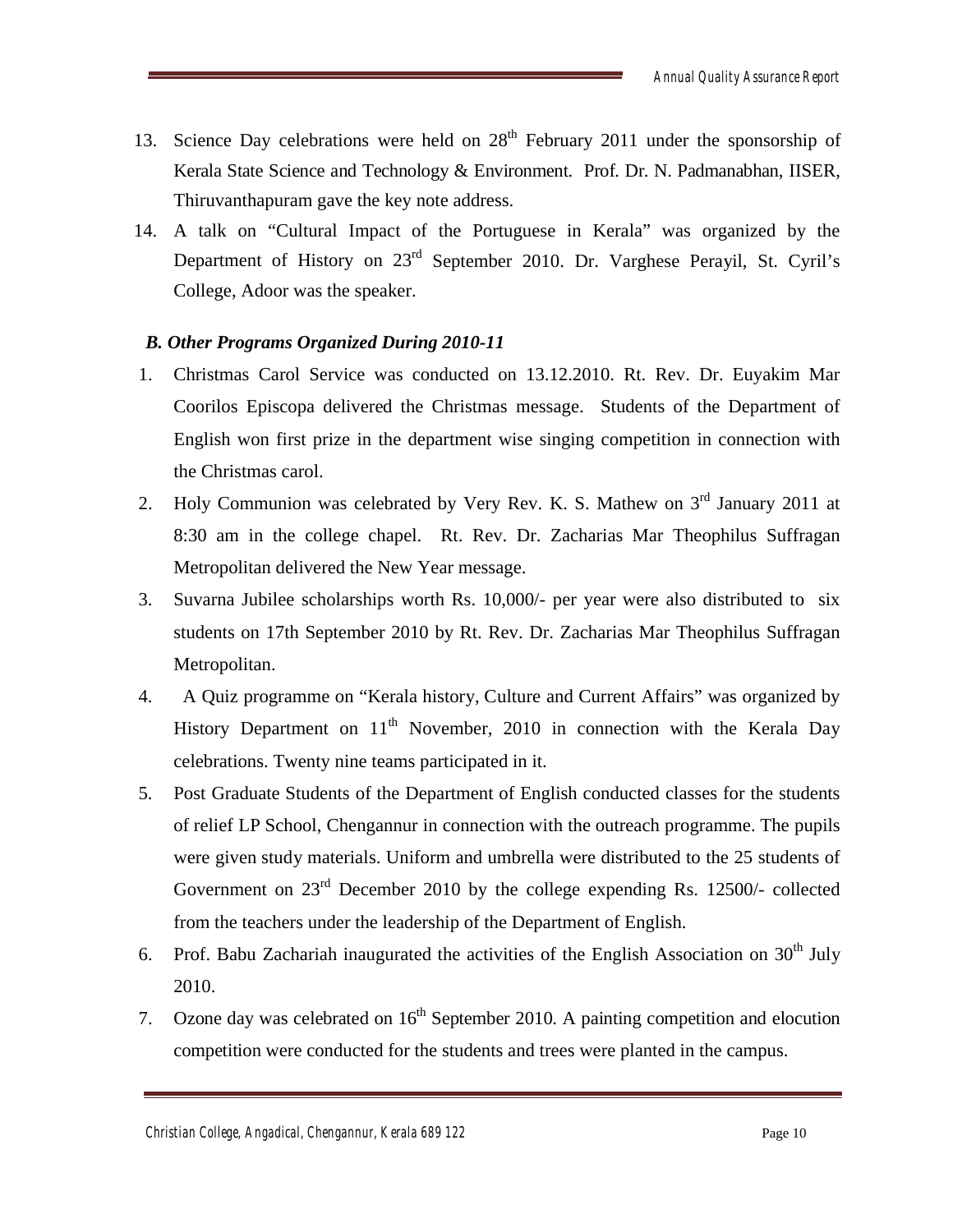13. Science Day celebrations were held on 28th February 2011 under the sponsorship of Kerala State Science and Technology & Environment. Prof. Dr. N. Padmanabhan, IISER, Thiruvanthapuram gave the key note address.
14. A talk on "Cultural Impact of the Portuguese in Kerala" was organized by the Department of History on 23rd September 2010. Dr. Varghese Perayil, St. Cyril's College, Adoor was the speaker.

***B. Other Programs Organized During 2010-11***

1. Christmas Carol Service was conducted on 13.12.2010. Rt. Rev. Dr. Euyakim Mar Coorilos Episcopa delivered the Christmas message. Students of the Department of English won first prize in the department wise singing competition in connection with the Christmas carol.
2. Holy Communion was celebrated by Very Rev. K. S. Mathew on 3rd January 2011 at 8:30 am in the college chapel. Rt. Rev. Dr. Zacharias Mar Theophilus Suffragan Metropolitan delivered the New Year message.
3. Suvarna Jubilee scholarships worth Rs. 10,000/- per year were also distributed to six students on 17th September 2010 by Rt. Rev. Dr. Zacharias Mar Theophilus Suffragan Metropolitan.
4. A Quiz programme on "Kerala history, Culture and Current Affairs" was organized by History Department on 11th November, 2010 in connection with the Kerala Day celebrations. Twenty nine teams participated in it.
5. Post Graduate Students of the Department of English conducted classes for the students of relief LP School, Chengannur in connection with the outreach programme. The pupils were given study materials. Uniform and umbrella were distributed to the 25 students of Government on 23rd December 2010 by the college expending Rs. 12500/- collected from the teachers under the leadership of the Department of English.
6. Prof. Babu Zachariah inaugurated the activities of the English Association on 30th July 2010.
7. Ozone day was celebrated on 16th September 2010. A painting competition and elocution competition were conducted for the students and trees were planted in the campus.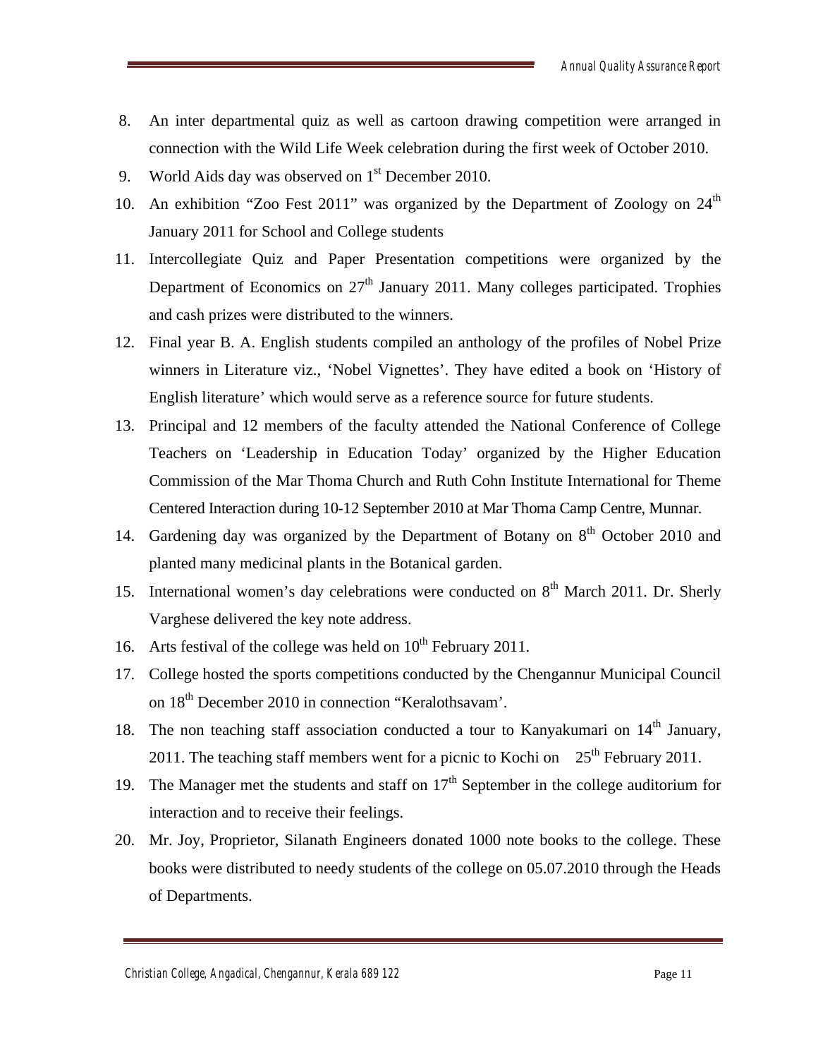8. An inter departmental quiz as well as cartoon drawing competition were arranged in connection with the Wild Life Week celebration during the first week of October 2010.
9. World Aids day was observed on 1st December 2010.
10. An exhibition "Zoo Fest 2011" was organized by the Department of Zoology on 24th January 2011 for School and College students
11. Intercollegiate Quiz and Paper Presentation competitions were organized by the Department of Economics on 27th January 2011. Many colleges participated. Trophies and cash prizes were distributed to the winners.
12. Final year B. A. English students compiled an anthology of the profiles of Nobel Prize winners in Literature viz., 'Nobel Vignettes'. They have edited a book on 'History of English literature' which would serve as a reference source for future students.
13. Principal and 12 members of the faculty attended the National Conference of College Teachers on 'Leadership in Education Today' organized by the Higher Education Commission of the Mar Thoma Church and Ruth Cohn Institute International for Theme Centered Interaction during 10-12 September 2010 at Mar Thoma Camp Centre, Munnar.
14. Gardening day was organized by the Department of Botany on 8th October 2010 and planted many medicinal plants in the Botanical garden.
15. International women's day celebrations were conducted on 8th March 2011. Dr. Sherly Varghese delivered the key note address.
16. Arts festival of the college was held on 10th February 2011.
17. College hosted the sports competitions conducted by the Chengannur Municipal Council on 18th December 2010 in connection "Keralothsavam'.
18. The non teaching staff association conducted a tour to Kanyakumari on 14th January, 2011. The teaching staff members went for a picnic to Kochi on 25th February 2011.
19. The Manager met the students and staff on 17th September in the college auditorium for interaction and to receive their feelings.
20. Mr. Joy, Proprietor, Silanath Engineers donated 1000 note books to the college. These books were distributed to needy students of the college on 05.07.2010 through the Heads of Departments.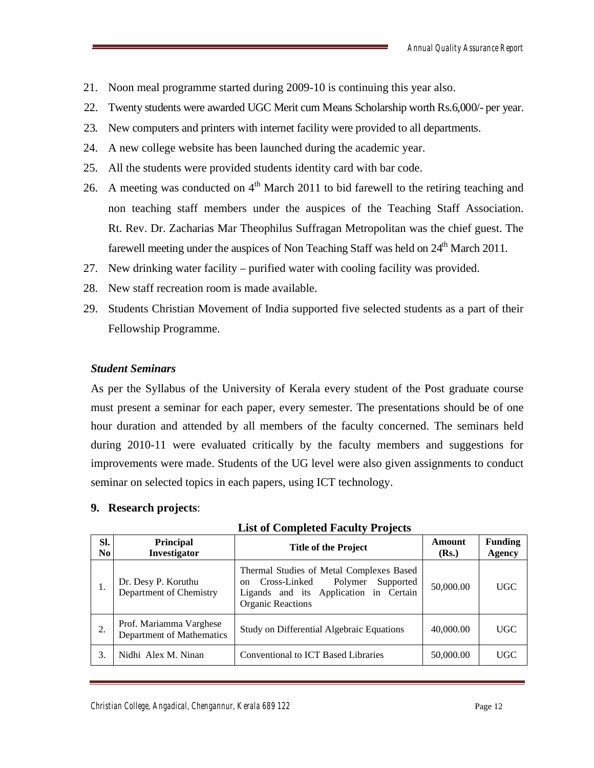21. Noon meal programme started during 2009-10 is continuing this year also.
22. Twenty students were awarded UGC Merit cum Means Scholarship worth Rs.6,000/- per year.
23. New computers and printers with internet facility were provided to all departments.
24. A new college website has been launched during the academic year.
25. All the students were provided students identity card with bar code.
26. A meeting was conducted on 4th March 2011 to bid farewell to the retiring teaching and non teaching staff members under the auspices of the Teaching Staff Association. Rt. Rev. Dr. Zacharias Mar Theophilus Suffragan Metropolitan was the chief guest. The farewell meeting under the auspices of Non Teaching Staff was held on 24th March 2011.
27. New drinking water facility – purified water with cooling facility was provided.
28. New staff recreation room is made available.
29. Students Christian Movement of India supported five selected students as a part of their Fellowship Programme.

***Student Seminars***

As per the Syllabus of the University of Kerala every student of the Post graduate course must present a seminar for each paper, every semester. The presentations should be of one hour duration and attended by all members of the faculty concerned. The seminars held during 2010-11 were evaluated critically by the faculty members and suggestions for improvements were made. Students of the UG level were also given assignments to conduct seminar on selected topics in each papers, using ICT technology.

## 9. Research projects:

**List of Completed Faculty Projects**

| Sl. No | Principal Investigator | Title of the Project | Amount (Rs.) | Funding Agency |
|---|---|---|---|---|
| 1. | Dr. Desy P. Koruthu Department of Chemistry | Thermal Studies of Metal Complexes Based on Cross-Linked Polymer Supported Ligands and its Application in Certain Organic Reactions | 50,000.00 | UGC |
| 2. | Prof. Mariamma Varghese Department of Mathematics | Study on Differential Algebraic Equations | 40,000.00 | UGC |
| 3. | Nidhi Alex M. Ninan | Conventional to ICT Based Libraries | 50,000.00 | UGC |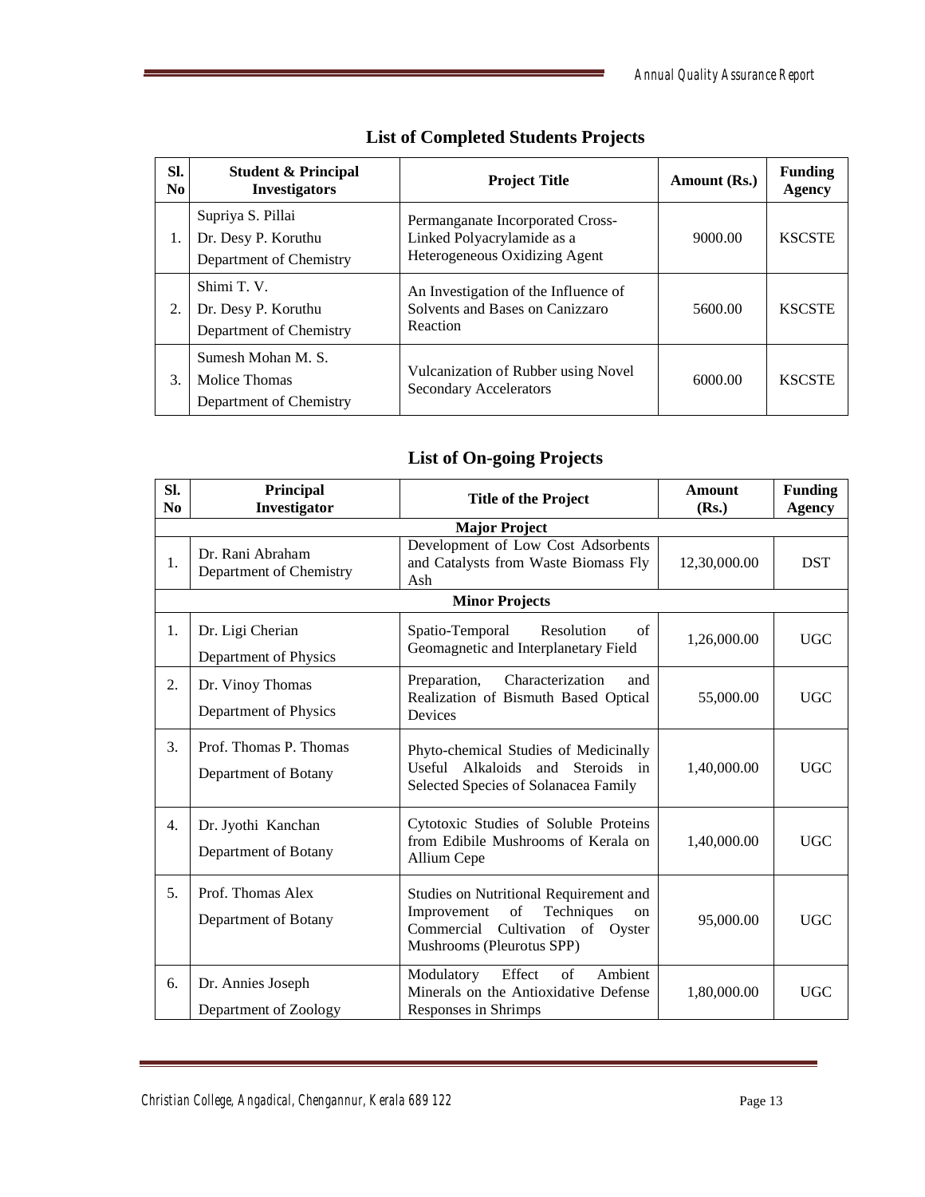## List of Completed Students Projects

| Sl. No | Student & Principal Investigators | Project Title | Amount (Rs.) | Funding Agency |
|---|---|---|---|---|
| 1. | Supriya S. Pillai<br>Dr. Desy P. Koruthu<br>Department of Chemistry | Permanganate Incorporated Cross-Linked Polyacrylamide as a Heterogeneous Oxidizing Agent | 9000.00 | KSCSTE |
| 2. | Shimi T. V.<br>Dr. Desy P. Koruthu<br>Department of Chemistry | An Investigation of the Influence of Solvents and Bases on Canizzaro Reaction | 5600.00 | KSCSTE |
| 3. | Sumesh Mohan M. S.<br>Molice Thomas<br>Department of Chemistry | Vulcanization of Rubber using Novel Secondary Accelerators | 6000.00 | KSCSTE |

## List of On-going Projects

| Sl. No | Principal Investigator | Title of the Project | Amount (Rs.) | Funding Agency |
|---|---|---|---|---|
| | | **Major Project** | | |
| 1. | Dr. Rani Abraham<br>Department of Chemistry | Development of Low Cost Adsorbents and Catalysts from Waste Biomass Fly Ash | 12,30,000.00 | DST |
| | | **Minor Projects** | | |
| 1. | Dr. Ligi Cherian<br>Department of Physics | Spatio-Temporal Resolution of Geomagnetic and Interplanetary Field | 1,26,000.00 | UGC |
| 2. | Dr. Vinoy Thomas<br>Department of Physics | Preparation, Characterization and Realization of Bismuth Based Optical Devices | 55,000.00 | UGC |
| 3. | Prof. Thomas P. Thomas<br>Department of Botany | Phyto-chemical Studies of Medicinally Useful Alkaloids and Steroids in Selected Species of Solanacea Family | 1,40,000.00 | UGC |
| 4. | Dr. Jyothi Kanchan<br>Department of Botany | Cytotoxic Studies of Soluble Proteins from Edibile Mushrooms of Kerala on Allium Cepe | 1,40,000.00 | UGC |
| 5. | Prof. Thomas Alex<br>Department of Botany | Studies on Nutritional Requirement and Improvement of Techniques on Commercial Cultivation of Oyster Mushrooms (Pleurotus SPP) | 95,000.00 | UGC |
| 6. | Dr. Annies Joseph<br>Department of Zoology | Modulatory Effect of Ambient Minerals on the Antioxidative Defense Responses in Shrimps | 1,80,000.00 | UGC |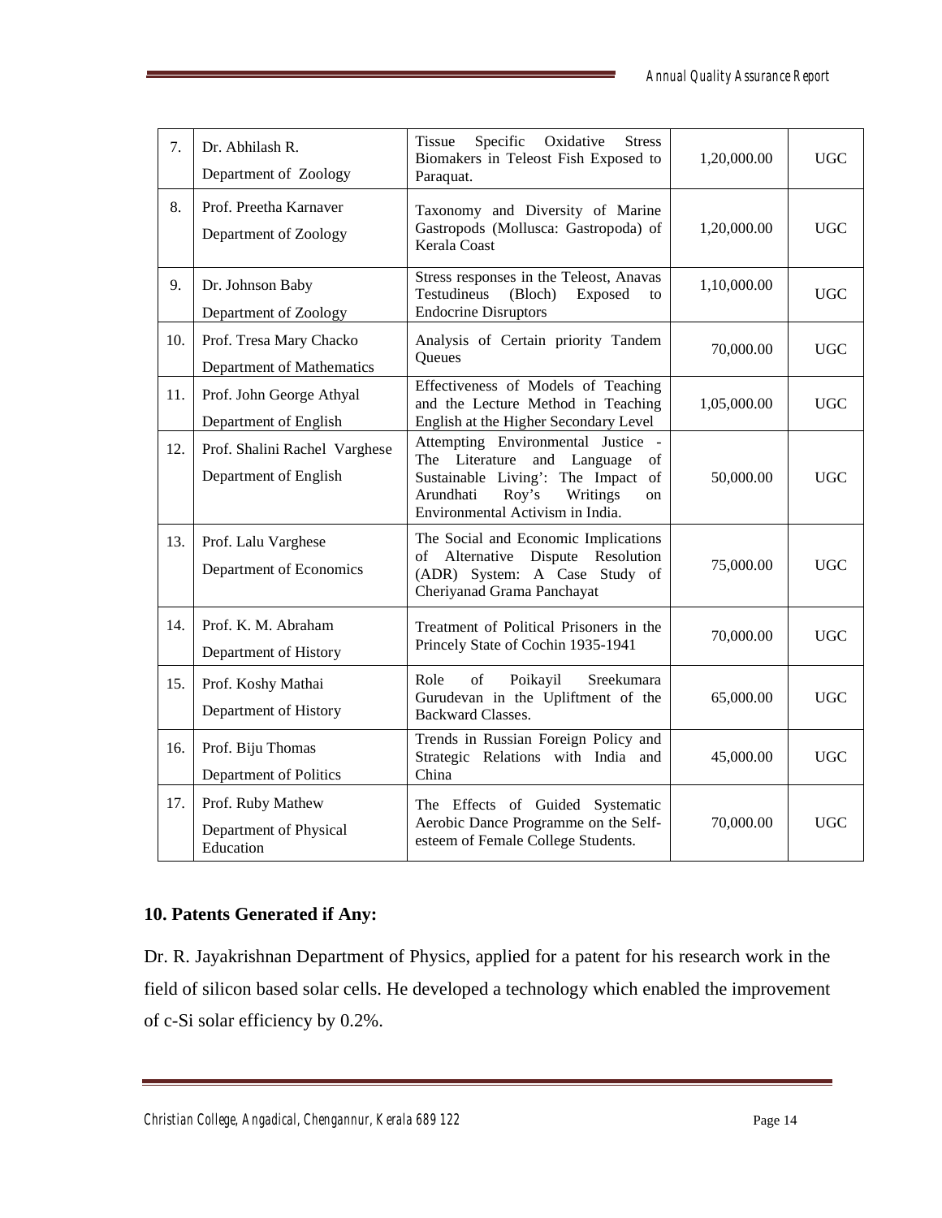| 7. | Dr. Abhilash R.<br>Department of Zoology | Tissue Specific Oxidative Stress Biomakers in Teleost Fish Exposed to Paraquat. | 1,20,000.00 | UGC |
|---|---|---|---|---|
| 8. | Prof. Preetha Karnaver<br>Department of Zoology | Taxonomy and Diversity of Marine Gastropods (Mollusca: Gastropoda) of Kerala Coast | 1,20,000.00 | UGC |
| 9. | Dr. Johnson Baby<br>Department of Zoology | Stress responses in the Teleost, Anavas Testudineus (Bloch) Exposed to Endocrine Disruptors | 1,10,000.00 | UGC |
| 10. | Prof. Tresa Mary Chacko<br>Department of Mathematics | Analysis of Certain priority Tandem Queues | 70,000.00 | UGC |
| 11. | Prof. John George Athyal<br>Department of English | Effectiveness of Models of Teaching and the Lecture Method in Teaching English at the Higher Secondary Level | 1,05,000.00 | UGC |
| 12. | Prof. Shalini Rachel Varghese<br>Department of English | Attempting Environmental Justice - The Literature and Language of Sustainable Living': The Impact of Arundhati Roy's Writings on Environmental Activism in India. | 50,000.00 | UGC |
| 13. | Prof. Lalu Varghese<br>Department of Economics | The Social and Economic Implications of Alternative Dispute Resolution (ADR) System: A Case Study of Cheriyanad Grama Panchayat | 75,000.00 | UGC |
| 14. | Prof. K. M. Abraham<br>Department of History | Treatment of Political Prisoners in the Princely State of Cochin 1935-1941 | 70,000.00 | UGC |
| 15. | Prof. Koshy Mathai<br>Department of History | Role of Poikayil Sreekumara Gurudevan in the Upliftment of the Backward Classes. | 65,000.00 | UGC |
| 16. | Prof. Biju Thomas<br>Department of Politics | Trends in Russian Foreign Policy and Strategic Relations with India and China | 45,000.00 | UGC |
| 17. | Prof. Ruby Mathew<br>Department of Physical Education | The Effects of Guided Systematic Aerobic Dance Programme on the Self-esteem of Female College Students. | 70,000.00 | UGC |

## 10. Patents Generated if Any:

Dr. R. Jayakrishnan Department of Physics, applied for a patent for his research work in the field of silicon based solar cells. He developed a technology which enabled the improvement of c-Si solar efficiency by 0.2%.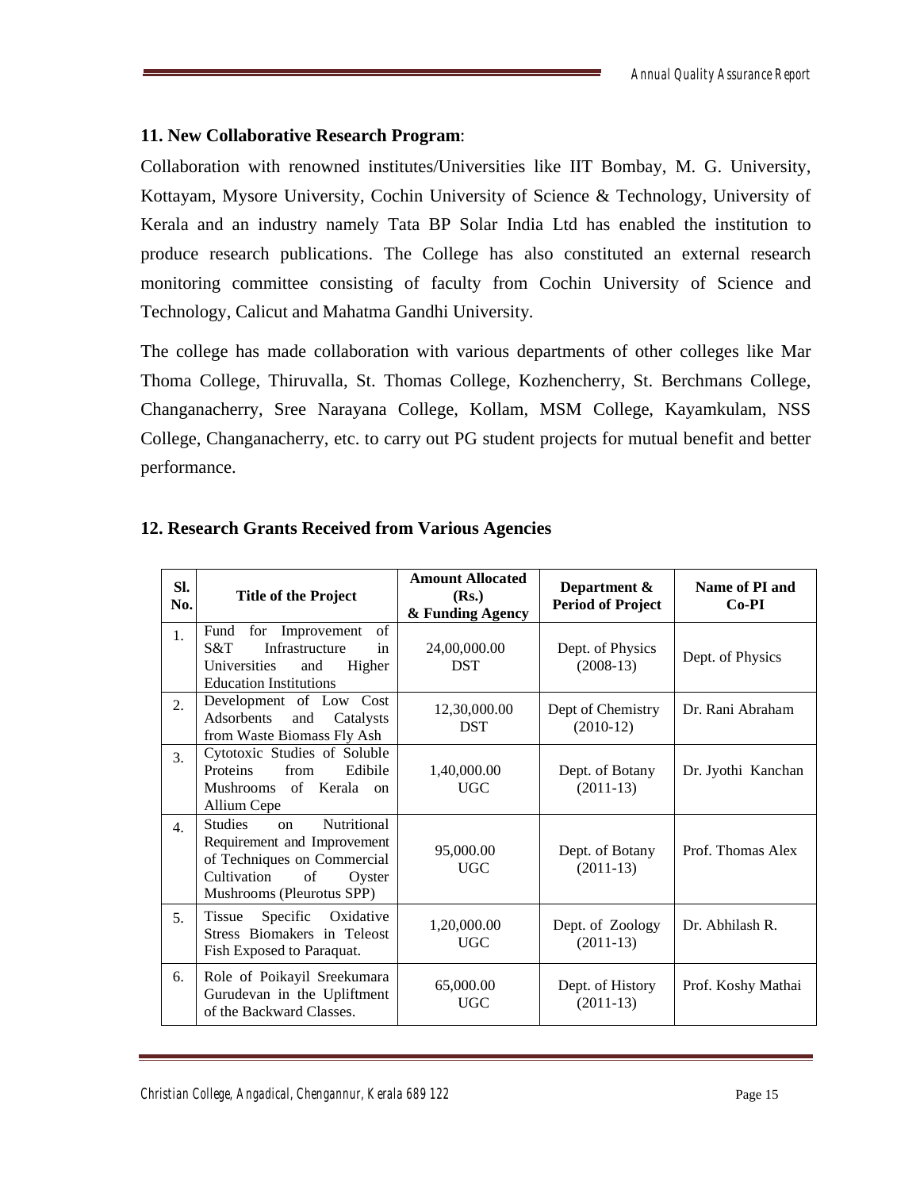## 11. New Collaborative Research Program:

Collaboration with renowned institutes/Universities like IIT Bombay, M. G. University, Kottayam, Mysore University, Cochin University of Science & Technology, University of Kerala and an industry namely Tata BP Solar India Ltd has enabled the institution to produce research publications. The College has also constituted an external research monitoring committee consisting of faculty from Cochin University of Science and Technology, Calicut and Mahatma Gandhi University.

The college has made collaboration with various departments of other colleges like Mar Thoma College, Thiruvalla, St. Thomas College, Kozhencherry, St. Berchmans College, Changanacherry, Sree Narayana College, Kollam, MSM College, Kayamkulam, NSS College, Changanacherry, etc. to carry out PG student projects for mutual benefit and better performance.

## 12. Research Grants Received from Various Agencies

| Sl. No. | Title of the Project | Amount Allocated (Rs.) & Funding Agency | Department & Period of Project | Name of PI and Co-PI |
|---|---|---|---|---|
| 1. | Fund for Improvement of S&T Infrastructure in Universities and Higher Education Institutions | 24,00,000.00 DST | Dept. of Physics (2008-13) | Dept. of Physics |
| 2. | Development of Low Cost Adsorbents and Catalysts from Waste Biomass Fly Ash | 12,30,000.00 DST | Dept of Chemistry (2010-12) | Dr. Rani Abraham |
| 3. | Cytotoxic Studies of Soluble Proteins from Edibile Mushrooms of Kerala on Allium Cepe | 1,40,000.00 UGC | Dept. of Botany (2011-13) | Dr. Jyothi Kanchan |
| 4. | Studies on Nutritional Requirement and Improvement of Techniques on Commercial Cultivation of Oyster Mushrooms (Pleurotus SPP) | 95,000.00 UGC | Dept. of Botany (2011-13) | Prof. Thomas Alex |
| 5. | Tissue Specific Oxidative Stress Biomakers in Teleost Fish Exposed to Paraquat. | 1,20,000.00 UGC | Dept. of Zoology (2011-13) | Dr. Abhilash R. |
| 6. | Role of Poikayil Sreekumara Gurudevan in the Upliftment of the Backward Classes. | 65,000.00 UGC | Dept. of History (2011-13) | Prof. Koshy Mathai |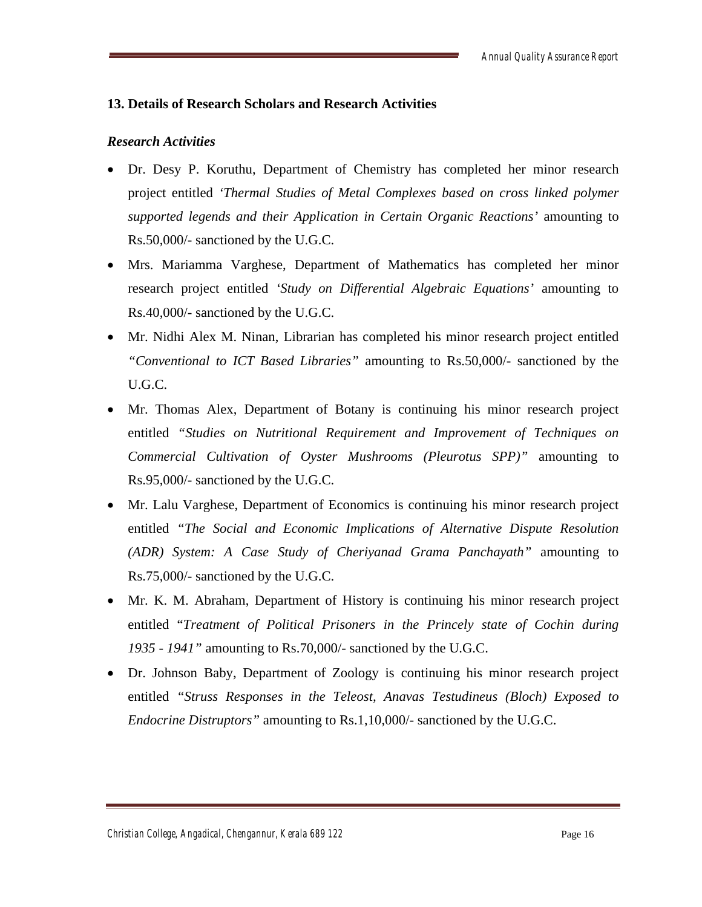## 13. Details of Research Scholars and Research Activities

### *Research Activities*

- Dr. Desy P. Koruthu, Department of Chemistry has completed her minor research project entitled *'Thermal Studies of Metal Complexes based on cross linked polymer supported legends and their Application in Certain Organic Reactions'* amounting to Rs.50,000/- sanctioned by the U.G.C.
- Mrs. Mariamma Varghese, Department of Mathematics has completed her minor research project entitled *'Study on Differential Algebraic Equations'* amounting to Rs.40,000/- sanctioned by the U.G.C.
- Mr. Nidhi Alex M. Ninan, Librarian has completed his minor research project entitled *"Conventional to ICT Based Libraries"* amounting to Rs.50,000/- sanctioned by the U.G.C.
- Mr. Thomas Alex, Department of Botany is continuing his minor research project entitled *"Studies on Nutritional Requirement and Improvement of Techniques on Commercial Cultivation of Oyster Mushrooms (Pleurotus SPP)"* amounting to Rs.95,000/- sanctioned by the U.G.C.
- Mr. Lalu Varghese, Department of Economics is continuing his minor research project entitled *"The Social and Economic Implications of Alternative Dispute Resolution (ADR) System: A Case Study of Cheriyanad Grama Panchayath"* amounting to Rs.75,000/- sanctioned by the U.G.C.
- Mr. K. M. Abraham, Department of History is continuing his minor research project entitled *"Treatment of Political Prisoners in the Princely state of Cochin during 1935 - 1941"* amounting to Rs.70,000/- sanctioned by the U.G.C.
- Dr. Johnson Baby, Department of Zoology is continuing his minor research project entitled *"Struss Responses in the Teleost, Anavas Testudineus (Bloch) Exposed to Endocrine Distruptors"* amounting to Rs.1,10,000/- sanctioned by the U.G.C.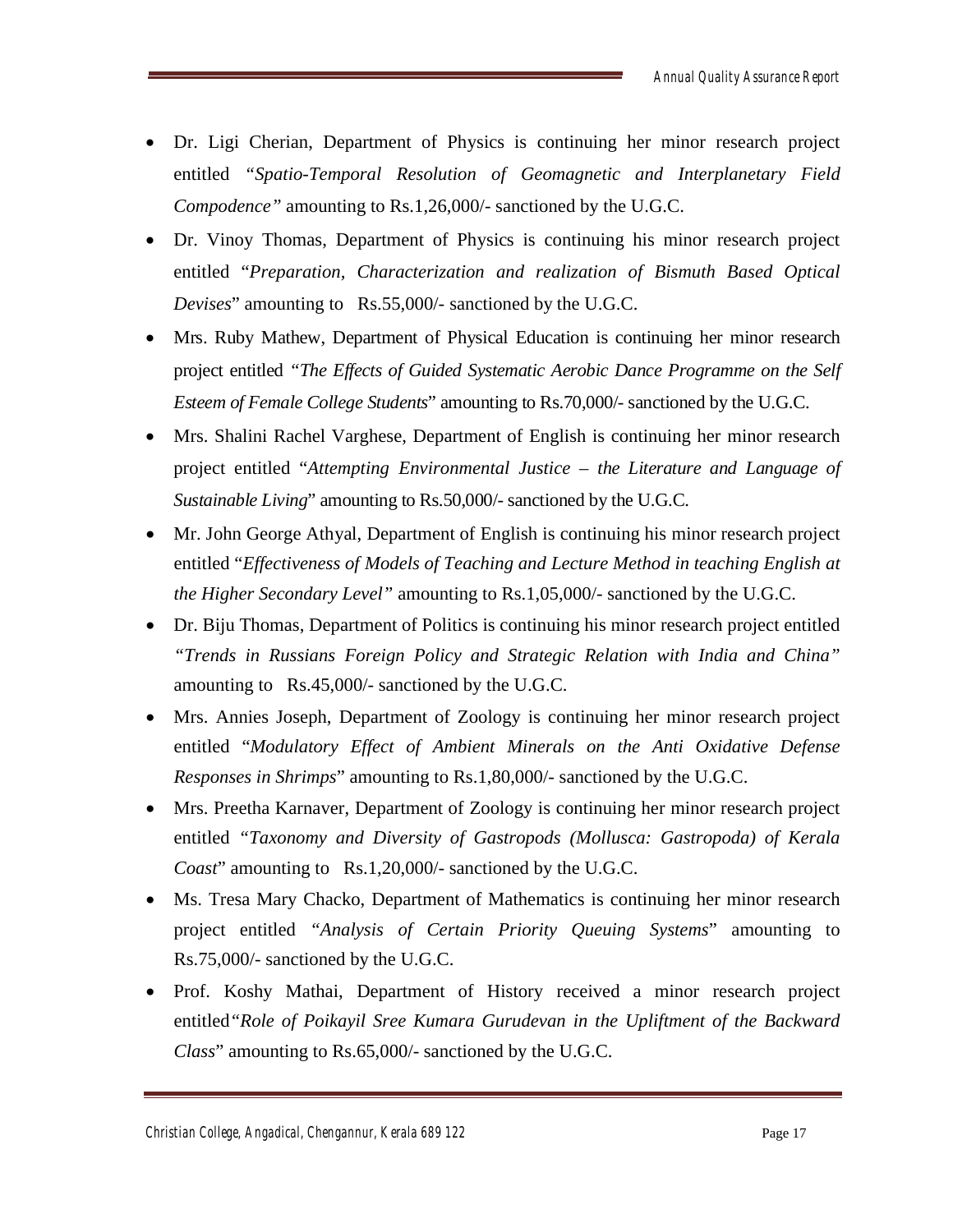- Dr. Ligi Cherian, Department of Physics is continuing her minor research project entitled "*Spatio-Temporal Resolution of Geomagnetic and Interplanetary Field Compodence"* amounting to Rs.1,26,000/- sanctioned by the U.G.C.
- Dr. Vinoy Thomas, Department of Physics is continuing his minor research project entitled "*Preparation, Characterization and realization of Bismuth Based Optical Devises*" amounting to Rs.55,000/- sanctioned by the U.G.C.
- Mrs. Ruby Mathew, Department of Physical Education is continuing her minor research project entitled *"The Effects of Guided Systematic Aerobic Dance Programme on the Self Esteem of Female College Students*" amounting to Rs.70,000/- sanctioned by the U.G.C.
- Mrs. Shalini Rachel Varghese, Department of English is continuing her minor research project entitled "*Attempting Environmental Justice – the Literature and Language of Sustainable Living*" amounting to Rs.50,000/- sanctioned by the U.G.C.
- Mr. John George Athyal, Department of English is continuing his minor research project entitled "*Effectiveness of Models of Teaching and Lecture Method in teaching English at the Higher Secondary Level"* amounting to Rs.1,05,000/- sanctioned by the U.G.C.
- Dr. Biju Thomas, Department of Politics is continuing his minor research project entitled *"Trends in Russians Foreign Policy and Strategic Relation with India and China"* amounting to Rs.45,000/- sanctioned by the U.G.C.
- Mrs. Annies Joseph, Department of Zoology is continuing her minor research project entitled "*Modulatory Effect of Ambient Minerals on the Anti Oxidative Defense Responses in Shrimps*" amounting to Rs.1,80,000/- sanctioned by the U.G.C.
- Mrs. Preetha Karnaver, Department of Zoology is continuing her minor research project entitled "*Taxonomy and Diversity of Gastropods (Mollusca: Gastropoda) of Kerala Coast*" amounting to Rs.1,20,000/- sanctioned by the U.G.C.
- Ms. Tresa Mary Chacko, Department of Mathematics is continuing her minor research project entitled "*Analysis of Certain Priority Queuing Systems*" amounting to Rs.75,000/- sanctioned by the U.G.C.
- Prof. Koshy Mathai, Department of History received a minor research project entitled*"Role of Poikayil Sree Kumara Gurudevan in the Upliftment of the Backward Class*" amounting to Rs.65,000/- sanctioned by the U.G.C.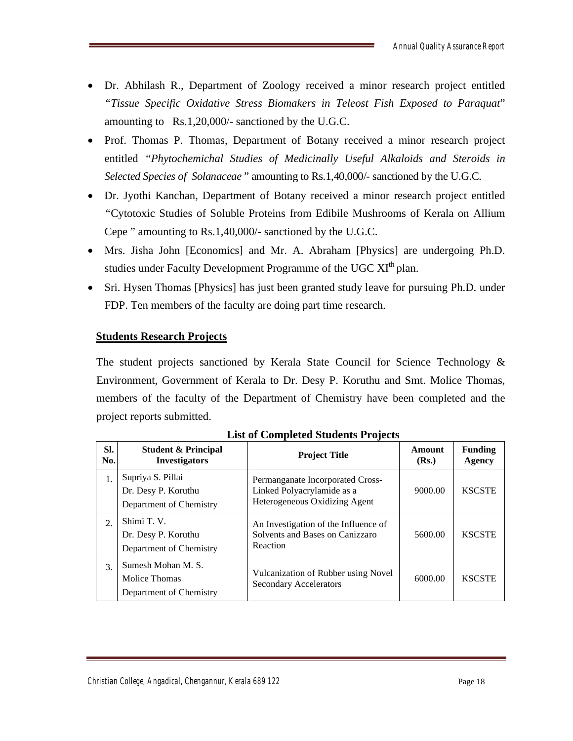- Dr. Abhilash R., Department of Zoology received a minor research project entitled *"Tissue Specific Oxidative Stress Biomakers in Teleost Fish Exposed to Paraquat*" amounting to Rs.1,20,000/- sanctioned by the U.G.C.
- Prof. Thomas P. Thomas, Department of Botany received a minor research project entitled *"Phytochemichal Studies of Medicinally Useful Alkaloids and Steroids in Selected Species of Solanaceae* " amounting to Rs.1,40,000/- sanctioned by the U.G.C.
- Dr. Jyothi Kanchan, Department of Botany received a minor research project entitled "Cytotoxic Studies of Soluble Proteins from Edibile Mushrooms of Kerala on Allium Cepe " amounting to Rs.1,40,000/- sanctioned by the U.G.C.
- Mrs. Jisha John [Economics] and Mr. A. Abraham [Physics] are undergoing Ph.D. studies under Faculty Development Programme of the UGC XI$^{th}$ plan.
- Sri. Hysen Thomas [Physics] has just been granted study leave for pursuing Ph.D. under FDP. Ten members of the faculty are doing part time research.

**Students Research Projects**

The student projects sanctioned by Kerala State Council for Science Technology & Environment, Government of Kerala to Dr. Desy P. Koruthu and Smt. Molice Thomas, members of the faculty of the Department of Chemistry have been completed and the project reports submitted.

**List of Completed Students Projects**

| Sl. No. | Student & Principal Investigators | Project Title | Amount (Rs.) | Funding Agency |
|---|---|---|---|---|
| 1. | Supriya S. Pillai<br>Dr. Desy P. Koruthu<br>Department of Chemistry | Permanganate Incorporated Cross-Linked Polyacrylamide as a Heterogeneous Oxidizing Agent | 9000.00 | KSCSTE |
| 2. | Shimi T. V.<br>Dr. Desy P. Koruthu<br>Department of Chemistry | An Investigation of the Influence of Solvents and Bases on Canizzaro Reaction | 5600.00 | KSCSTE |
| 3. | Sumesh Mohan M. S.<br>Molice Thomas<br>Department of Chemistry | Vulcanization of Rubber using Novel Secondary Accelerators | 6000.00 | KSCSTE |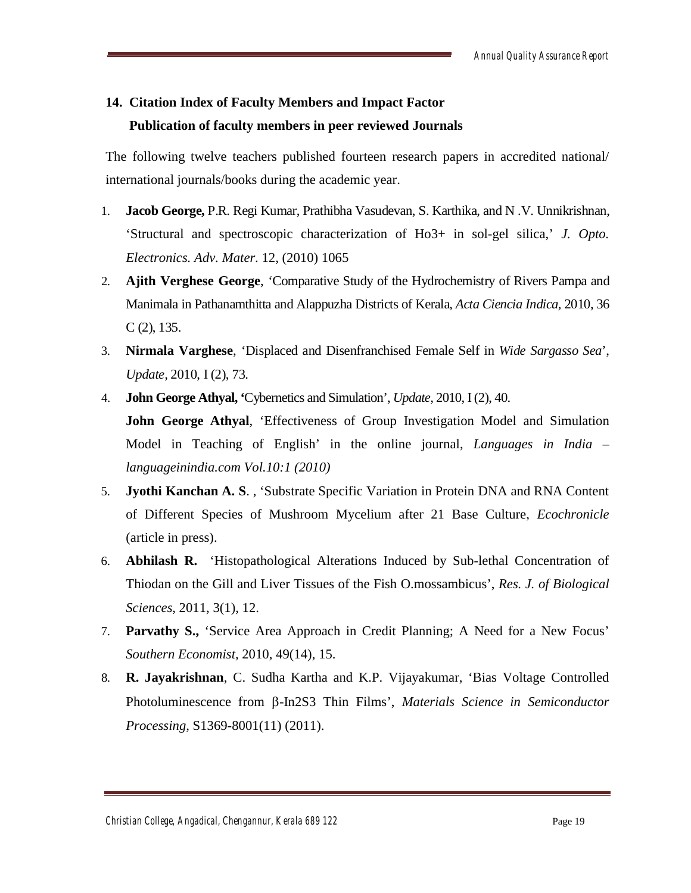## 14. Citation Index of Faculty Members and Impact Factor

### Publication of faculty members in peer reviewed Journals

The following twelve teachers published fourteen research papers in accredited national/ international journals/books during the academic year.

1. **Jacob George,** P.R. Regi Kumar, Prathibha Vasudevan, S. Karthika, and N .V. Unnikrishnan, 'Structural and spectroscopic characterization of Ho3+ in sol-gel silica,' *J. Opto. Electronics. Adv. Mater*. 12, (2010) 1065
2. **Ajith Verghese George**, 'Comparative Study of the Hydrochemistry of Rivers Pampa and Manimala in Pathanamthitta and Alappuzha Districts of Kerala, *Acta Ciencia Indica*, 2010, 36 C (2), 135.
3. **Nirmala Varghese**, 'Displaced and Disenfranchised Female Self in *Wide Sargasso Sea*', *Update,* 2010, I (2), 73.
4. **John George Athyal, '**Cybernetics and Simulation', *Update,* 2010, I (2), 40.

   **John George Athyal**, 'Effectiveness of Group Investigation Model and Simulation Model in Teaching of English' in the online journal, *Languages in India – languageinindia.com Vol.10:1 (2010)*
5. **Jyothi Kanchan A. S**. , 'Substrate Specific Variation in Protein DNA and RNA Content of Different Species of Mushroom Mycelium after 21 Base Culture, *Ecochronicle* (article in press).
6. **Abhilash R.** 'Histopathological Alterations Induced by Sub-lethal Concentration of Thiodan on the Gill and Liver Tissues of the Fish O.mossambicus', *Res. J. of Biological Sciences*, 2011, 3(1), 12.
7. **Parvathy S.,** 'Service Area Approach in Credit Planning; A Need for a New Focus' *Southern Economist,* 2010, 49(14), 15.
8. **R. Jayakrishnan**, C. Sudha Kartha and K.P. Vijayakumar, 'Bias Voltage Controlled Photoluminescence from β-In2S3 Thin Films', *Materials Science in Semiconductor Processing*, S1369-8001(11) (2011).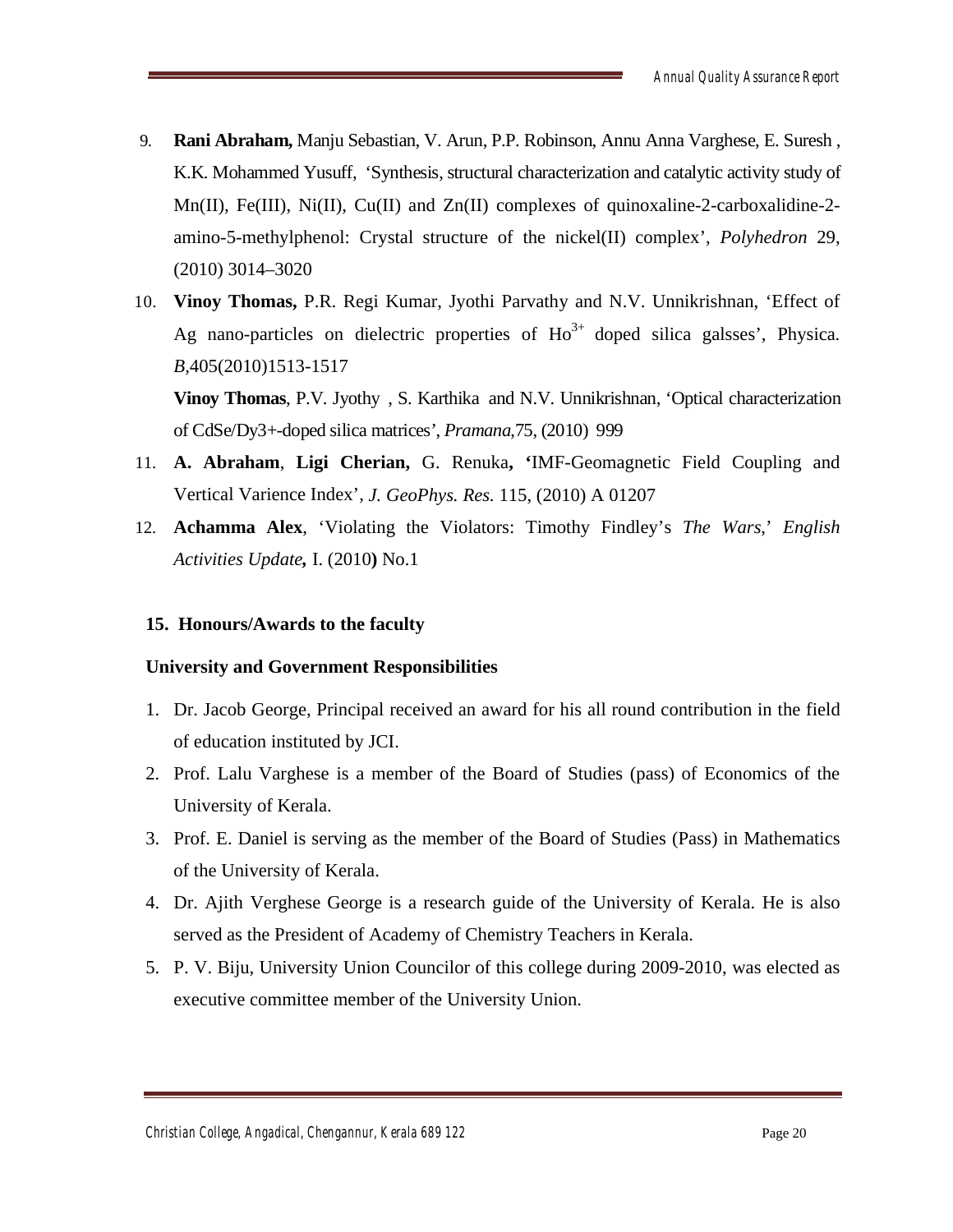9. **Rani Abraham,** Manju Sebastian, V. Arun, P.P. Robinson, Annu Anna Varghese, E. Suresh , K.K. Mohammed Yusuff, 'Synthesis, structural characterization and catalytic activity study of Mn(II), Fe(III), Ni(II), Cu(II) and Zn(II) complexes of quinoxaline-2-carboxalidine-2-amino-5-methylphenol: Crystal structure of the nickel(II) complex', *Polyhedron* 29, (2010) 3014–3020

10. **Vinoy Thomas,** P.R. Regi Kumar, Jyothi Parvathy and N.V. Unnikrishnan, 'Effect of Ag nano-particles on dielectric properties of $Ho^{3+}$ doped silica galsses', Physica. *B*,405(2010)1513-1517

    **Vinoy Thomas**, P.V. Jyothy , S. Karthika and N.V. Unnikrishnan, 'Optical characterization of CdSe/Dy3+-doped silica matrices', *Pramana*,75, (2010) 999

11. **A. Abraham**, **Ligi Cherian,** G. Renuka**, '**IMF-Geomagnetic Field Coupling and Vertical Varience Index', *J. GeoPhys. Res.* 115, (2010) A 01207

12. **Achamma Alex**, 'Violating the Violators: Timothy Findley's *The Wars*,' *English Activities Update***,** I. (2010**)** No.1

## 15. Honours/Awards to the faculty

### University and Government Responsibilities

1. Dr. Jacob George, Principal received an award for his all round contribution in the field of education instituted by JCI.
2. Prof. Lalu Varghese is a member of the Board of Studies (pass) of Economics of the University of Kerala.
3. Prof. E. Daniel is serving as the member of the Board of Studies (Pass) in Mathematics of the University of Kerala.
4. Dr. Ajith Verghese George is a research guide of the University of Kerala. He is also served as the President of Academy of Chemistry Teachers in Kerala.
5. P. V. Biju, University Union Councilor of this college during 2009-2010, was elected as executive committee member of the University Union.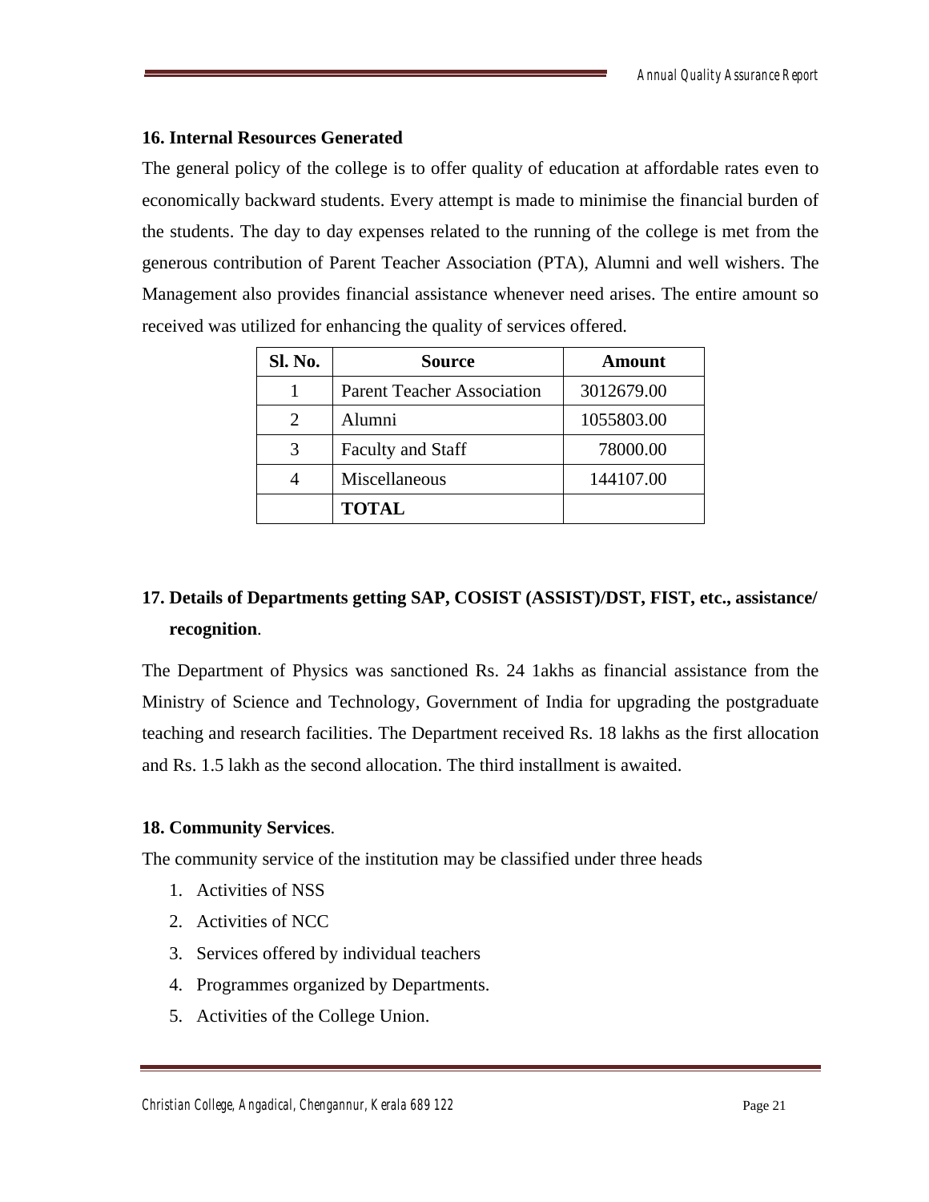**16. Internal Resources Generated**

The general policy of the college is to offer quality of education at affordable rates even to economically backward students. Every attempt is made to minimise the financial burden of the students. The day to day expenses related to the running of the college is met from the generous contribution of Parent Teacher Association (PTA), Alumni and well wishers. The Management also provides financial assistance whenever need arises. The entire amount so received was utilized for enhancing the quality of services offered.

| Sl. No. | Source | Amount |
|---|---|---|
| 1 | Parent Teacher Association | 3012679.00 |
| 2 | Alumni | 1055803.00 |
| 3 | Faculty and Staff | 78000.00 |
| 4 | Miscellaneous | 144107.00 |
| | **TOTAL** | |

**17. Details of Departments getting SAP, COSIST (ASSIST)/DST, FIST, etc., assistance/ recognition**.

The Department of Physics was sanctioned Rs. 24 1akhs as financial assistance from the Ministry of Science and Technology, Government of India for upgrading the postgraduate teaching and research facilities. The Department received Rs. 18 lakhs as the first allocation and Rs. 1.5 lakh as the second allocation. The third installment is awaited.

**18. Community Services**.

The community service of the institution may be classified under three heads

1. Activities of NSS
2. Activities of NCC
3. Services offered by individual teachers
4. Programmes organized by Departments.
5. Activities of the College Union.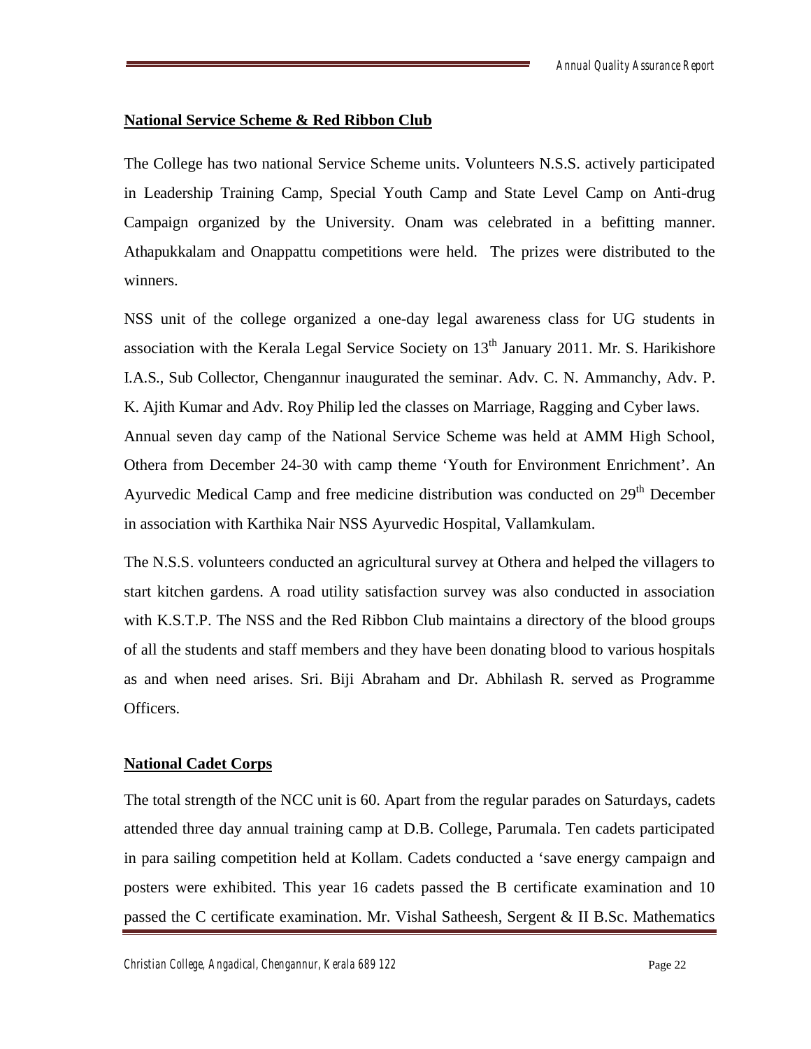## National Service Scheme & Red Ribbon Club

The College has two national Service Scheme units. Volunteers N.S.S. actively participated in Leadership Training Camp, Special Youth Camp and State Level Camp on Anti-drug Campaign organized by the University. Onam was celebrated in a befitting manner. Athapukkalam and Onappattu competitions were held. The prizes were distributed to the winners.

NSS unit of the college organized a one-day legal awareness class for UG students in association with the Kerala Legal Service Society on 13th January 2011. Mr. S. Harikishore I.A.S., Sub Collector, Chengannur inaugurated the seminar. Adv. C. N. Ammanchy, Adv. P. K. Ajith Kumar and Adv. Roy Philip led the classes on Marriage, Ragging and Cyber laws. Annual seven day camp of the National Service Scheme was held at AMM High School, Othera from December 24-30 with camp theme 'Youth for Environment Enrichment'. An Ayurvedic Medical Camp and free medicine distribution was conducted on 29th December in association with Karthika Nair NSS Ayurvedic Hospital, Vallamkulam.

The N.S.S. volunteers conducted an agricultural survey at Othera and helped the villagers to start kitchen gardens. A road utility satisfaction survey was also conducted in association with K.S.T.P. The NSS and the Red Ribbon Club maintains a directory of the blood groups of all the students and staff members and they have been donating blood to various hospitals as and when need arises. Sri. Biji Abraham and Dr. Abhilash R. served as Programme Officers.

## National Cadet Corps

The total strength of the NCC unit is 60. Apart from the regular parades on Saturdays, cadets attended three day annual training camp at D.B. College, Parumala. Ten cadets participated in para sailing competition held at Kollam. Cadets conducted a 'save energy campaign and posters were exhibited. This year 16 cadets passed the B certificate examination and 10 passed the C certificate examination. Mr. Vishal Satheesh, Sergent & II B.Sc. Mathematics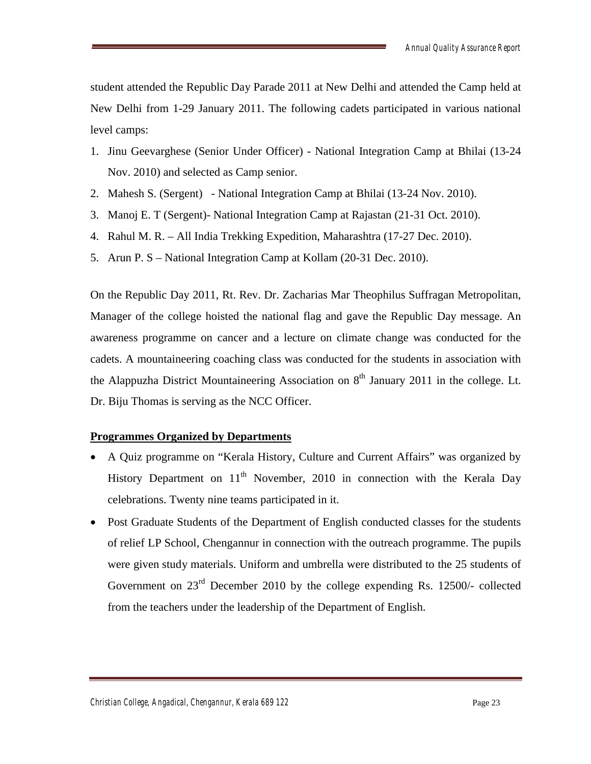student attended the Republic Day Parade 2011 at New Delhi and attended the Camp held at New Delhi from 1-29 January 2011. The following cadets participated in various national level camps:

1. Jinu Geevarghese (Senior Under Officer) - National Integration Camp at Bhilai (13-24 Nov. 2010) and selected as Camp senior.
2. Mahesh S. (Sergent) - National Integration Camp at Bhilai (13-24 Nov. 2010).
3. Manoj E. T (Sergent)- National Integration Camp at Rajastan (21-31 Oct. 2010).
4. Rahul M. R. – All India Trekking Expedition, Maharashtra (17-27 Dec. 2010).
5. Arun P. S – National Integration Camp at Kollam (20-31 Dec. 2010).

On the Republic Day 2011, Rt. Rev. Dr. Zacharias Mar Theophilus Suffragan Metropolitan, Manager of the college hoisted the national flag and gave the Republic Day message. An awareness programme on cancer and a lecture on climate change was conducted for the cadets. A mountaineering coaching class was conducted for the students in association with the Alappuzha District Mountaineering Association on 8th January 2011 in the college. Lt. Dr. Biju Thomas is serving as the NCC Officer.

**Programmes Organized by Departments**

- A Quiz programme on "Kerala History, Culture and Current Affairs" was organized by History Department on 11th November, 2010 in connection with the Kerala Day celebrations. Twenty nine teams participated in it.
- Post Graduate Students of the Department of English conducted classes for the students of relief LP School, Chengannur in connection with the outreach programme. The pupils were given study materials. Uniform and umbrella were distributed to the 25 students of Government on 23rd December 2010 by the college expending Rs. 12500/- collected from the teachers under the leadership of the Department of English.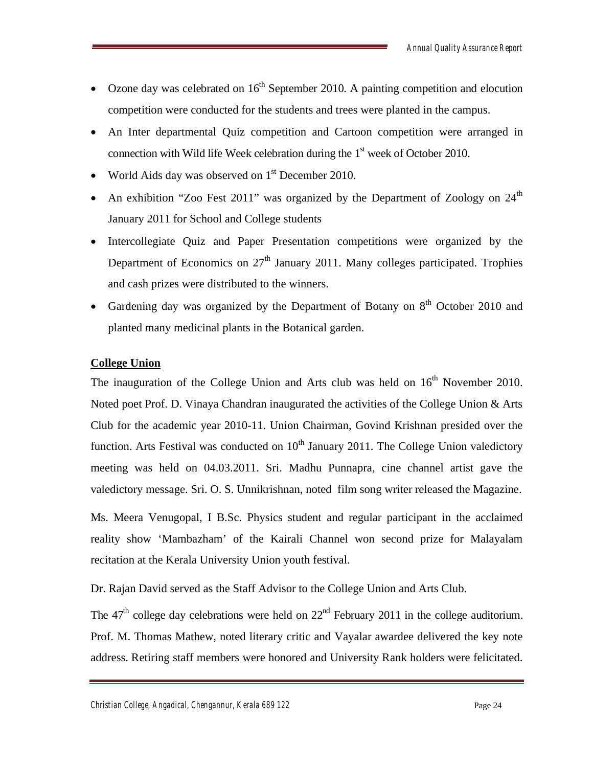- Ozone day was celebrated on 16th September 2010. A painting competition and elocution competition were conducted for the students and trees were planted in the campus.
- An Inter departmental Quiz competition and Cartoon competition were arranged in connection with Wild life Week celebration during the 1st week of October 2010.
- World Aids day was observed on 1st December 2010.
- An exhibition "Zoo Fest 2011" was organized by the Department of Zoology on 24th January 2011 for School and College students
- Intercollegiate Quiz and Paper Presentation competitions were organized by the Department of Economics on 27th January 2011. Many colleges participated. Trophies and cash prizes were distributed to the winners.
- Gardening day was organized by the Department of Botany on 8th October 2010 and planted many medicinal plants in the Botanical garden.

**College Union**

The inauguration of the College Union and Arts club was held on 16th November 2010. Noted poet Prof. D. Vinaya Chandran inaugurated the activities of the College Union & Arts Club for the academic year 2010-11. Union Chairman, Govind Krishnan presided over the function. Arts Festival was conducted on 10th January 2011. The College Union valedictory meeting was held on 04.03.2011. Sri. Madhu Punnapra, cine channel artist gave the valedictory message. Sri. O. S. Unnikrishnan, noted film song writer released the Magazine.

Ms. Meera Venugopal, I B.Sc. Physics student and regular participant in the acclaimed reality show 'Mambazham' of the Kairali Channel won second prize for Malayalam recitation at the Kerala University Union youth festival.

Dr. Rajan David served as the Staff Advisor to the College Union and Arts Club.

The 47th college day celebrations were held on 22nd February 2011 in the college auditorium. Prof. M. Thomas Mathew, noted literary critic and Vayalar awardee delivered the key note address. Retiring staff members were honored and University Rank holders were felicitated.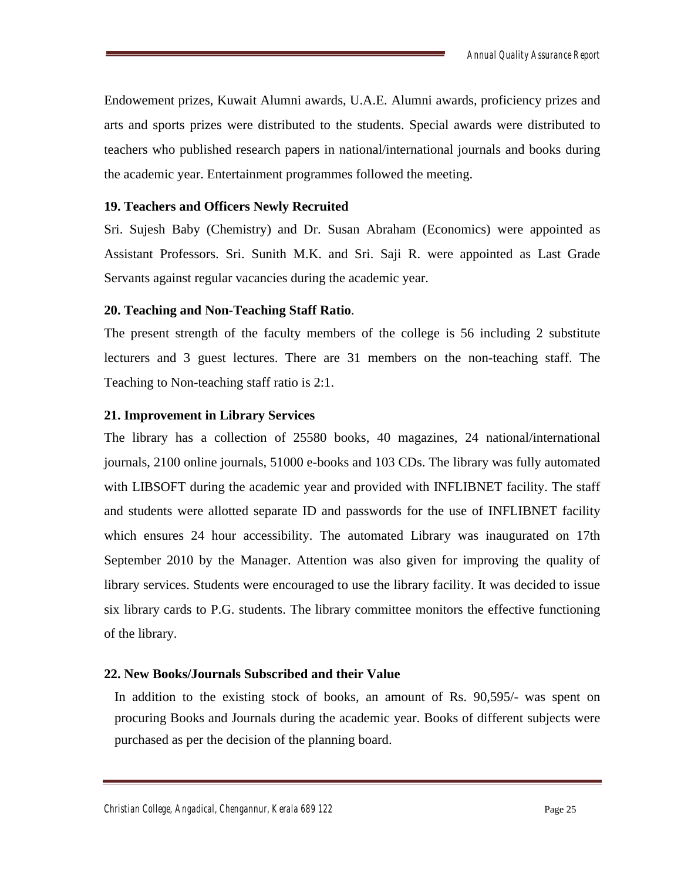Endowement prizes, Kuwait Alumni awards, U.A.E. Alumni awards, proficiency prizes and arts and sports prizes were distributed to the students. Special awards were distributed to teachers who published research papers in national/international journals and books during the academic year. Entertainment programmes followed the meeting.

**19. Teachers and Officers Newly Recruited**

Sri. Sujesh Baby (Chemistry) and Dr. Susan Abraham (Economics) were appointed as Assistant Professors. Sri. Sunith M.K. and Sri. Saji R. were appointed as Last Grade Servants against regular vacancies during the academic year.

**20. Teaching and Non-Teaching Staff Ratio**.

The present strength of the faculty members of the college is 56 including 2 substitute lecturers and 3 guest lectures. There are 31 members on the non-teaching staff. The Teaching to Non-teaching staff ratio is 2:1.

**21. Improvement in Library Services**

The library has a collection of 25580 books, 40 magazines, 24 national/international journals, 2100 online journals, 51000 e-books and 103 CDs. The library was fully automated with LIBSOFT during the academic year and provided with INFLIBNET facility. The staff and students were allotted separate ID and passwords for the use of INFLIBNET facility which ensures 24 hour accessibility. The automated Library was inaugurated on 17th September 2010 by the Manager. Attention was also given for improving the quality of library services. Students were encouraged to use the library facility. It was decided to issue six library cards to P.G. students. The library committee monitors the effective functioning of the library.

**22. New Books/Journals Subscribed and their Value**

In addition to the existing stock of books, an amount of Rs. 90,595/- was spent on procuring Books and Journals during the academic year. Books of different subjects were purchased as per the decision of the planning board.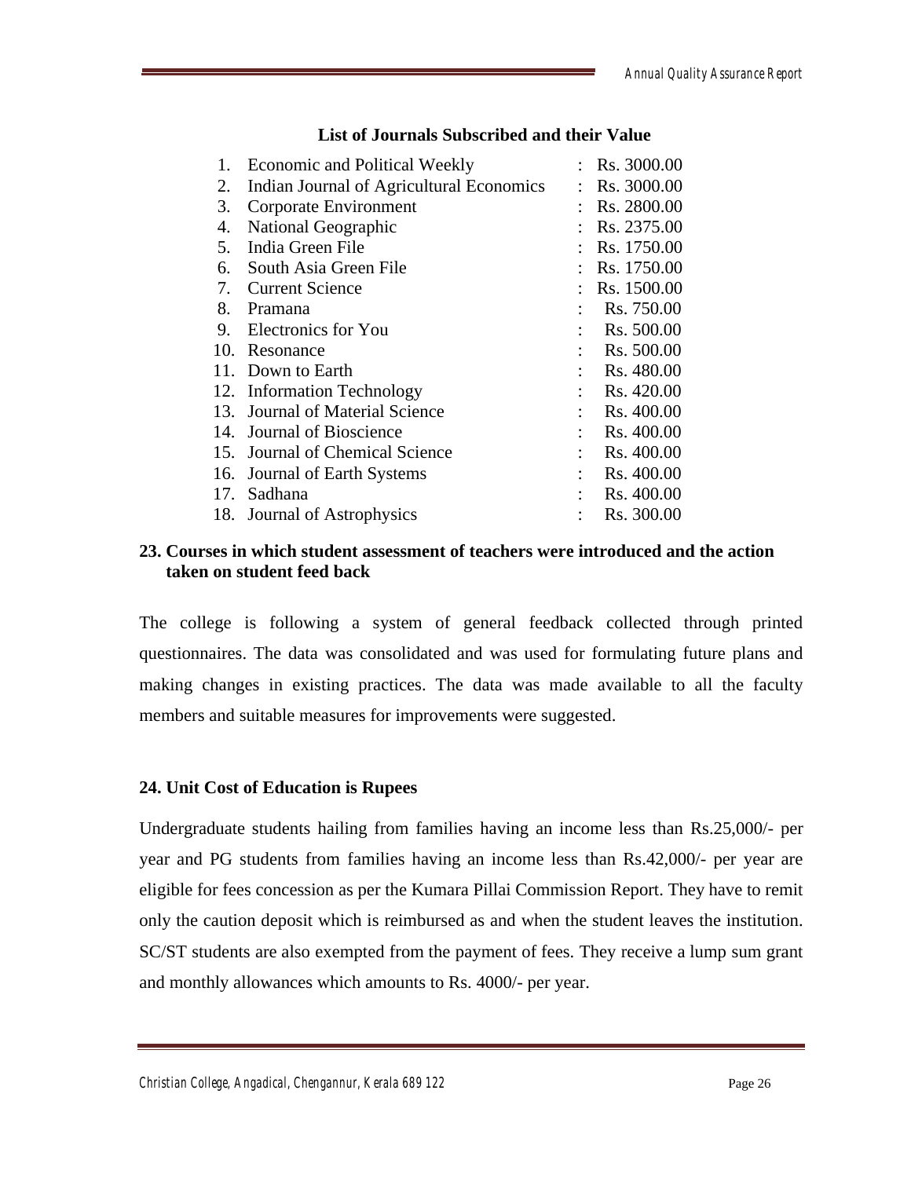**List of Journals Subscribed and their Value**

| No. | Journal | | Value |
|---|---|---|---|
| 1. | Economic and Political Weekly | : | Rs. 3000.00 |
| 2. | Indian Journal of Agricultural Economics | : | Rs. 3000.00 |
| 3. | Corporate Environment | : | Rs. 2800.00 |
| 4. | National Geographic | : | Rs. 2375.00 |
| 5. | India Green File | : | Rs. 1750.00 |
| 6. | South Asia Green File | : | Rs. 1750.00 |
| 7. | Current Science | : | Rs. 1500.00 |
| 8. | Pramana | : | Rs. 750.00 |
| 9. | Electronics for You | : | Rs. 500.00 |
| 10. | Resonance | : | Rs. 500.00 |
| 11. | Down to Earth | : | Rs. 480.00 |
| 12. | Information Technology | : | Rs. 420.00 |
| 13. | Journal of Material Science | : | Rs. 400.00 |
| 14. | Journal of Bioscience | : | Rs. 400.00 |
| 15. | Journal of Chemical Science | : | Rs. 400.00 |
| 16. | Journal of Earth Systems | : | Rs. 400.00 |
| 17. | Sadhana | : | Rs. 400.00 |
| 18. | Journal of Astrophysics | : | Rs. 300.00 |

**23. Courses in which student assessment of teachers were introduced and the action taken on student feed back**

The college is following a system of general feedback collected through printed questionnaires. The data was consolidated and was used for formulating future plans and making changes in existing practices. The data was made available to all the faculty members and suitable measures for improvements were suggested.

**24. Unit Cost of Education is Rupees**

Undergraduate students hailing from families having an income less than Rs.25,000/- per year and PG students from families having an income less than Rs.42,000/- per year are eligible for fees concession as per the Kumara Pillai Commission Report. They have to remit only the caution deposit which is reimbursed as and when the student leaves the institution. SC/ST students are also exempted from the payment of fees. They receive a lump sum grant and monthly allowances which amounts to Rs. 4000/- per year.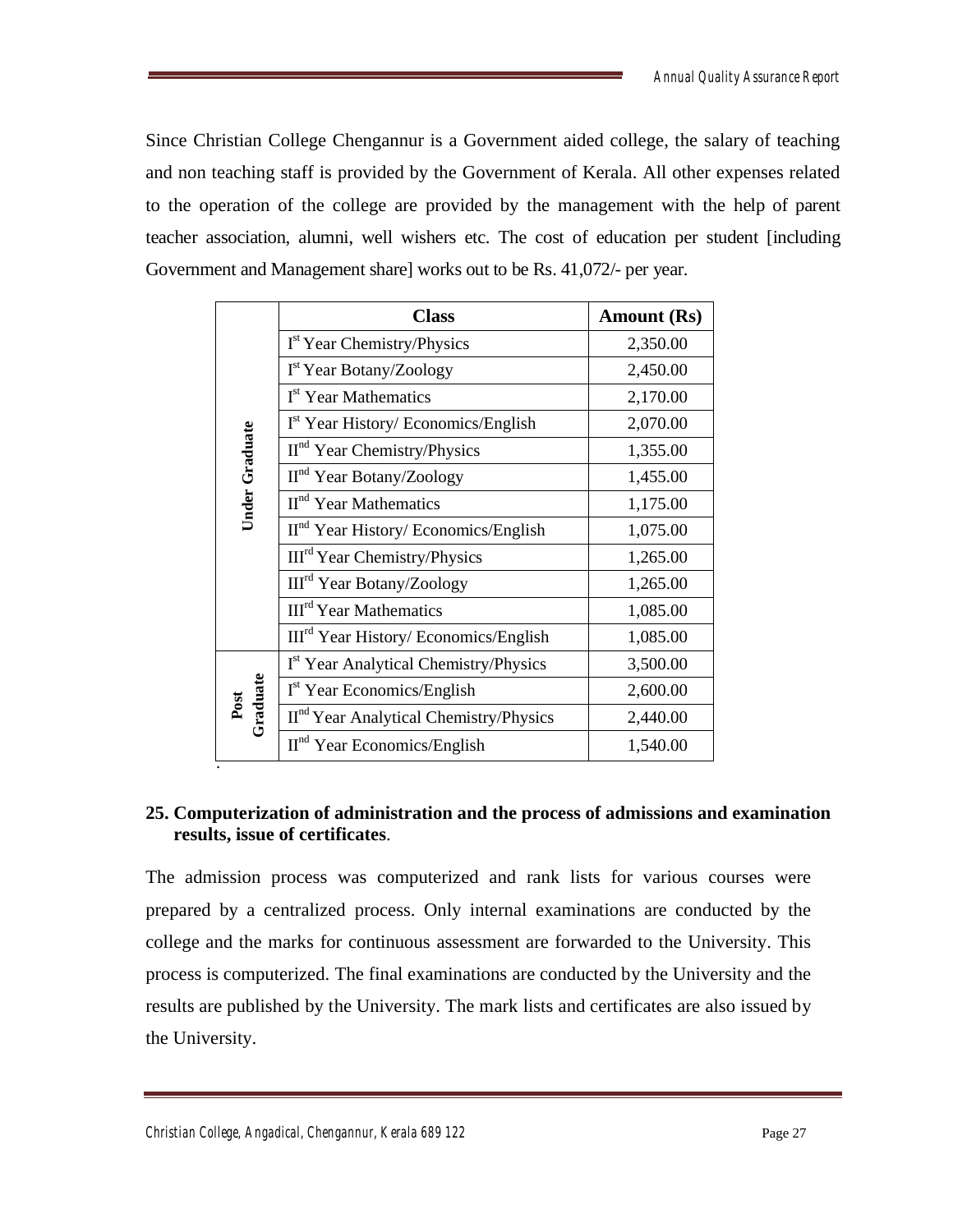Since Christian College Chengannur is a Government aided college, the salary of teaching and non teaching staff is provided by the Government of Kerala. All other expenses related to the operation of the college are provided by the management with the help of parent teacher association, alumni, well wishers etc. The cost of education per student [including Government and Management share] works out to be Rs. 41,072/- per year.

| | Class | Amount (Rs) |
|---|---|---|
| Under Graduate | I[st] Year Chemistry/Physics | 2,350.00 |
| | I[st] Year Botany/Zoology | 2,450.00 |
| | I[st] Year Mathematics | 2,170.00 |
| | I[st] Year History/ Economics/English | 2,070.00 |
| | II[nd] Year Chemistry/Physics | 1,355.00 |
| | II[nd] Year Botany/Zoology | 1,455.00 |
| | II[nd] Year Mathematics | 1,175.00 |
| | II[nd] Year History/ Economics/English | 1,075.00 |
| | III[rd] Year Chemistry/Physics | 1,265.00 |
| | III[rd] Year Botany/Zoology | 1,265.00 |
| | III[rd] Year Mathematics | 1,085.00 |
| | III[rd] Year History/ Economics/English | 1,085.00 |
| Post Graduate | I[st] Year Analytical Chemistry/Physics | 3,500.00 |
| | I[st] Year Economics/English | 2,600.00 |
| | II[nd] Year Analytical Chemistry/Physics | 2,440.00 |
| | II[nd] Year Economics/English | 1,540.00 |

**25. Computerization of administration and the process of admissions and examination results, issue of certificates**.

The admission process was computerized and rank lists for various courses were prepared by a centralized process. Only internal examinations are conducted by the college and the marks for continuous assessment are forwarded to the University. This process is computerized. The final examinations are conducted by the University and the results are published by the University. The mark lists and certificates are also issued by the University.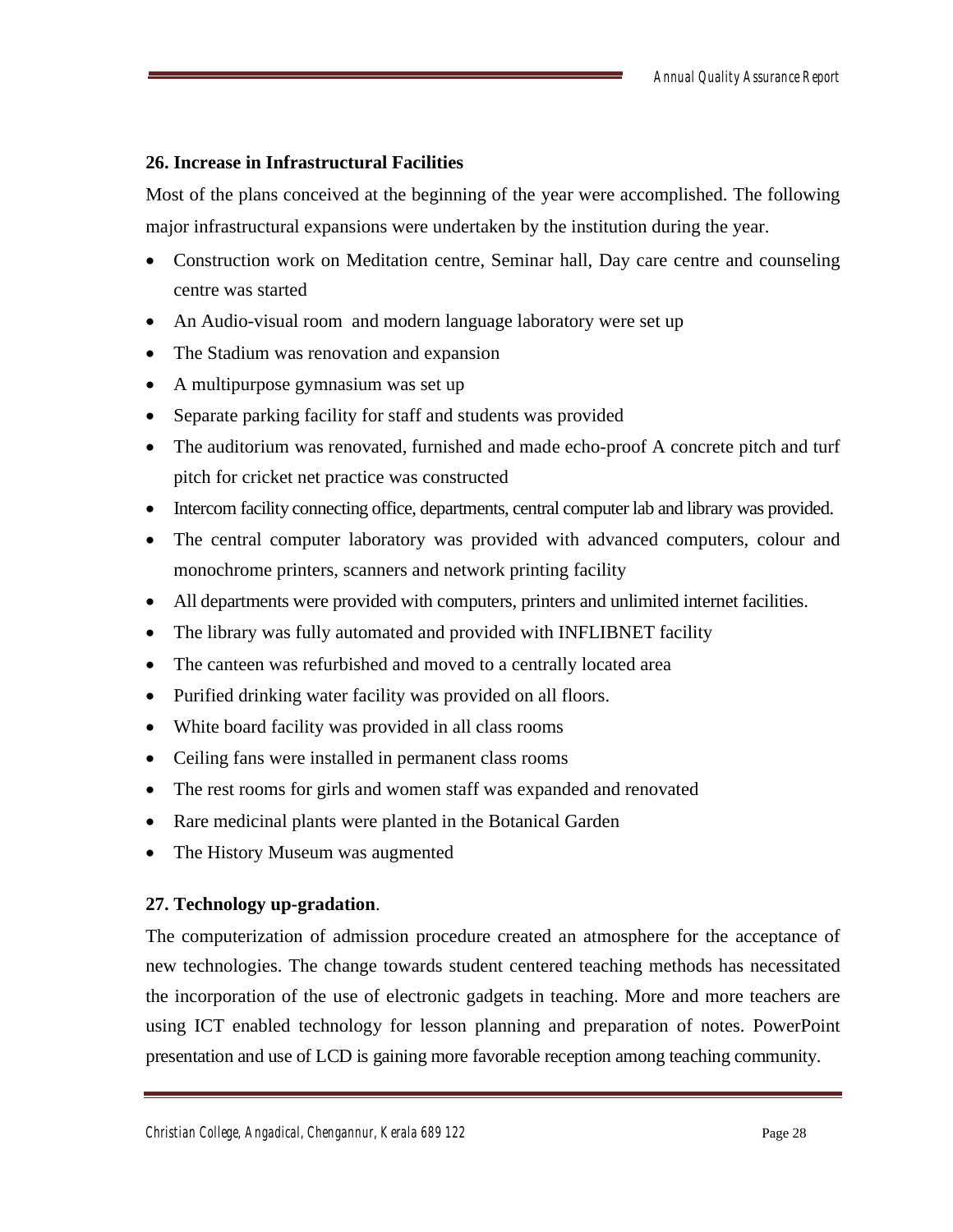**26. Increase in Infrastructural Facilities**

Most of the plans conceived at the beginning of the year were accomplished. The following major infrastructural expansions were undertaken by the institution during the year.

- Construction work on Meditation centre, Seminar hall, Day care centre and counseling centre was started
- An Audio-visual room and modern language laboratory were set up
- The Stadium was renovation and expansion
- A multipurpose gymnasium was set up
- Separate parking facility for staff and students was provided
- The auditorium was renovated, furnished and made echo-proof A concrete pitch and turf pitch for cricket net practice was constructed
- Intercom facility connecting office, departments, central computer lab and library was provided.
- The central computer laboratory was provided with advanced computers, colour and monochrome printers, scanners and network printing facility
- All departments were provided with computers, printers and unlimited internet facilities.
- The library was fully automated and provided with INFLIBNET facility
- The canteen was refurbished and moved to a centrally located area
- Purified drinking water facility was provided on all floors.
- White board facility was provided in all class rooms
- Ceiling fans were installed in permanent class rooms
- The rest rooms for girls and women staff was expanded and renovated
- Rare medicinal plants were planted in the Botanical Garden
- The History Museum was augmented

**27. Technology up-gradation**.

The computerization of admission procedure created an atmosphere for the acceptance of new technologies. The change towards student centered teaching methods has necessitated the incorporation of the use of electronic gadgets in teaching. More and more teachers are using ICT enabled technology for lesson planning and preparation of notes. PowerPoint presentation and use of LCD is gaining more favorable reception among teaching community.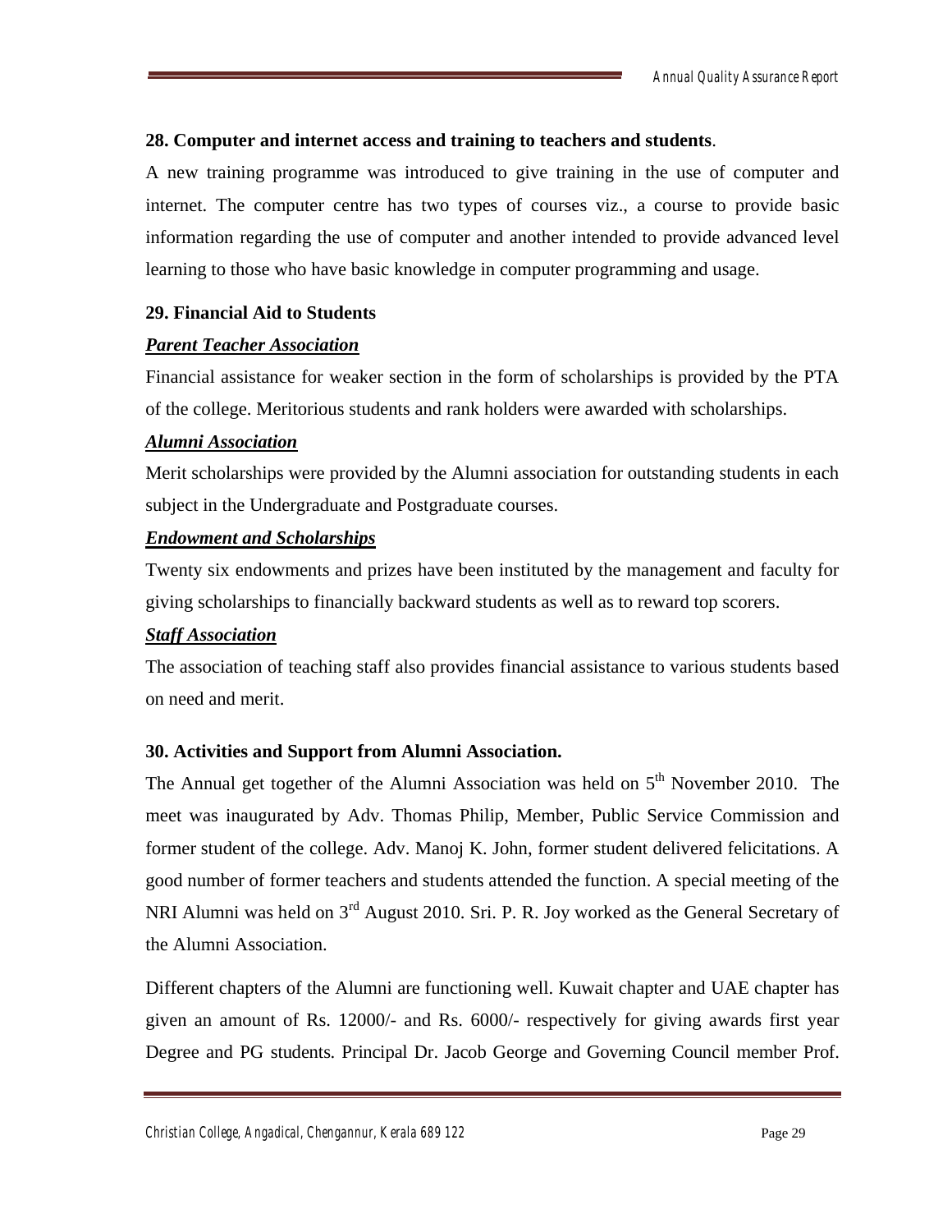### 28. Computer and internet access and training to teachers and students.

A new training programme was introduced to give training in the use of computer and internet. The computer centre has two types of courses viz., a course to provide basic information regarding the use of computer and another intended to provide advanced level learning to those who have basic knowledge in computer programming and usage.

### 29. Financial Aid to Students

***Parent Teacher Association***

Financial assistance for weaker section in the form of scholarships is provided by the PTA of the college. Meritorious students and rank holders were awarded with scholarships.

***Alumni Association***

Merit scholarships were provided by the Alumni association for outstanding students in each subject in the Undergraduate and Postgraduate courses.

***Endowment and Scholarships***

Twenty six endowments and prizes have been instituted by the management and faculty for giving scholarships to financially backward students as well as to reward top scorers.

***Staff Association***

The association of teaching staff also provides financial assistance to various students based on need and merit.

### 30. Activities and Support from Alumni Association.

The Annual get together of the Alumni Association was held on 5th November 2010. The meet was inaugurated by Adv. Thomas Philip, Member, Public Service Commission and former student of the college. Adv. Manoj K. John, former student delivered felicitations. A good number of former teachers and students attended the function. A special meeting of the NRI Alumni was held on 3rd August 2010. Sri. P. R. Joy worked as the General Secretary of the Alumni Association.

Different chapters of the Alumni are functioning well. Kuwait chapter and UAE chapter has given an amount of Rs. 12000/- and Rs. 6000/- respectively for giving awards first year Degree and PG students. Principal Dr. Jacob George and Governing Council member Prof.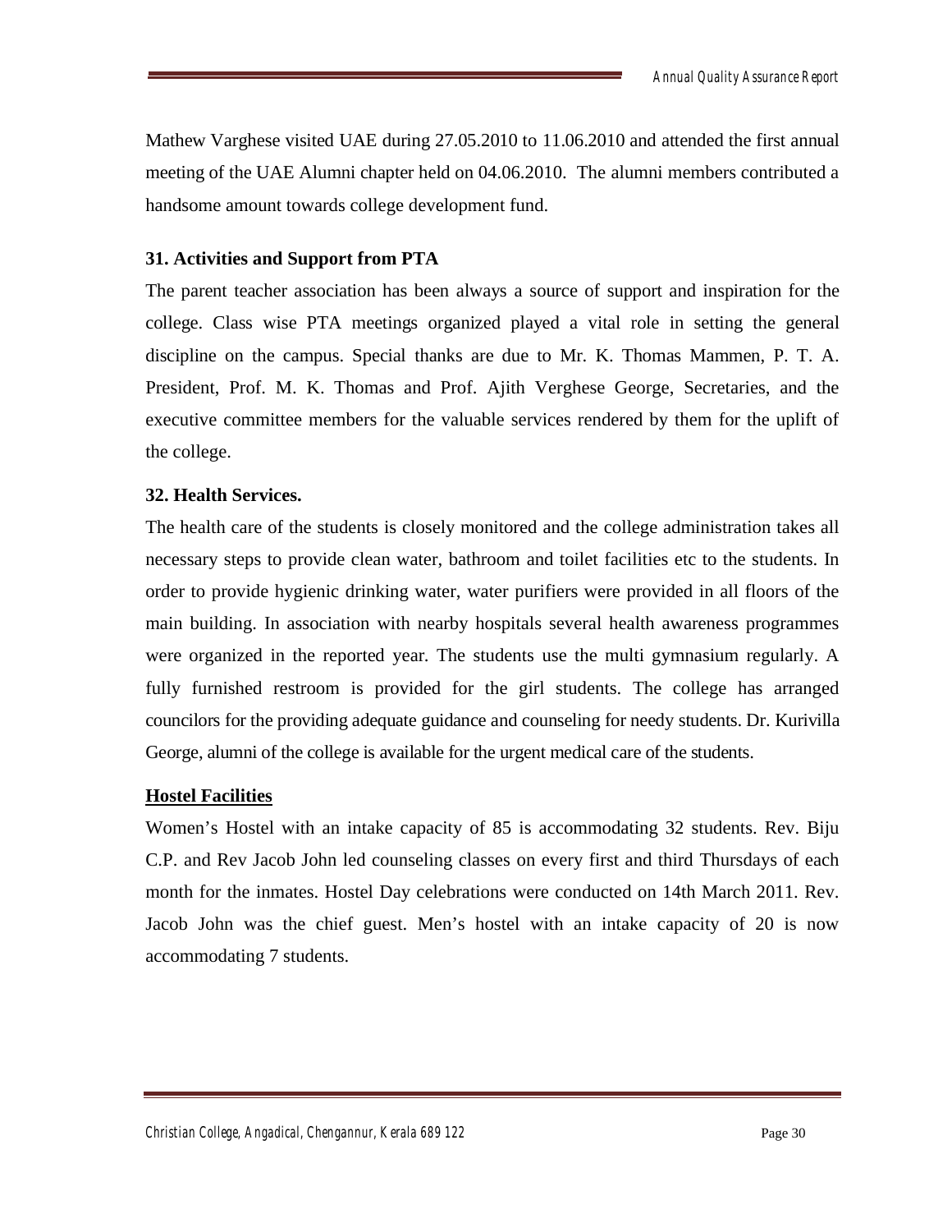Mathew Varghese visited UAE during 27.05.2010 to 11.06.2010 and attended the first annual meeting of the UAE Alumni chapter held on 04.06.2010. The alumni members contributed a handsome amount towards college development fund.

### 31. Activities and Support from PTA

The parent teacher association has been always a source of support and inspiration for the college. Class wise PTA meetings organized played a vital role in setting the general discipline on the campus. Special thanks are due to Mr. K. Thomas Mammen, P. T. A. President, Prof. M. K. Thomas and Prof. Ajith Verghese George, Secretaries, and the executive committee members for the valuable services rendered by them for the uplift of the college.

### 32. Health Services.

The health care of the students is closely monitored and the college administration takes all necessary steps to provide clean water, bathroom and toilet facilities etc to the students. In order to provide hygienic drinking water, water purifiers were provided in all floors of the main building. In association with nearby hospitals several health awareness programmes were organized in the reported year. The students use the multi gymnasium regularly. A fully furnished restroom is provided for the girl students. The college has arranged councilors for the providing adequate guidance and counseling for needy students. Dr. Kurivilla George, alumni of the college is available for the urgent medical care of the students.

### Hostel Facilities

Women's Hostel with an intake capacity of 85 is accommodating 32 students. Rev. Biju C.P. and Rev Jacob John led counseling classes on every first and third Thursdays of each month for the inmates. Hostel Day celebrations were conducted on 14th March 2011. Rev. Jacob John was the chief guest. Men's hostel with an intake capacity of 20 is now accommodating 7 students.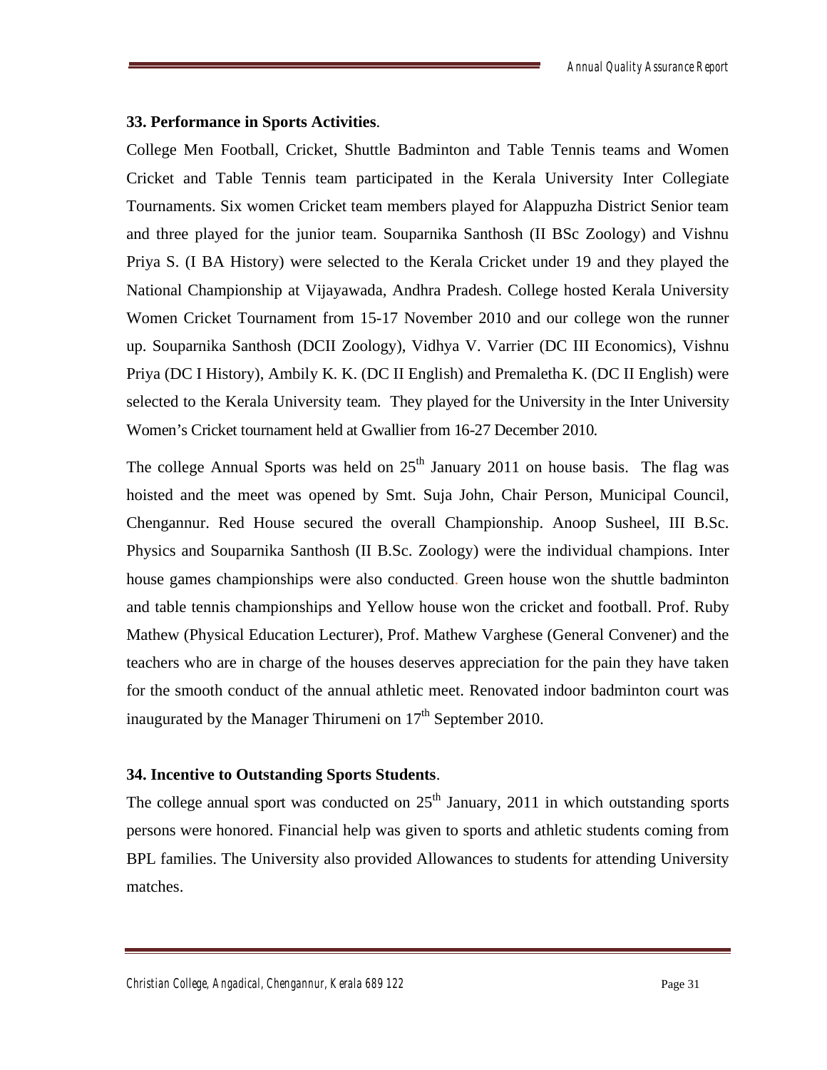### 33. Performance in Sports Activities.

College Men Football, Cricket, Shuttle Badminton and Table Tennis teams and Women Cricket and Table Tennis team participated in the Kerala University Inter Collegiate Tournaments. Six women Cricket team members played for Alappuzha District Senior team and three played for the junior team. Souparnika Santhosh (II BSc Zoology) and Vishnu Priya S. (I BA History) were selected to the Kerala Cricket under 19 and they played the National Championship at Vijayawada, Andhra Pradesh. College hosted Kerala University Women Cricket Tournament from 15-17 November 2010 and our college won the runner up. Souparnika Santhosh (DCII Zoology), Vidhya V. Varrier (DC III Economics), Vishnu Priya (DC I History), Ambily K. K. (DC II English) and Premaletha K. (DC II English) were selected to the Kerala University team. They played for the University in the Inter University Women's Cricket tournament held at Gwallier from 16-27 December 2010.

The college Annual Sports was held on 25th January 2011 on house basis. The flag was hoisted and the meet was opened by Smt. Suja John, Chair Person, Municipal Council, Chengannur. Red House secured the overall Championship. Anoop Susheel, III B.Sc. Physics and Souparnika Santhosh (II B.Sc. Zoology) were the individual champions. Inter house games championships were also conducted. Green house won the shuttle badminton and table tennis championships and Yellow house won the cricket and football. Prof. Ruby Mathew (Physical Education Lecturer), Prof. Mathew Varghese (General Convener) and the teachers who are in charge of the houses deserves appreciation for the pain they have taken for the smooth conduct of the annual athletic meet. Renovated indoor badminton court was inaugurated by the Manager Thirumeni on 17th September 2010.

### 34. Incentive to Outstanding Sports Students.

The college annual sport was conducted on 25th January, 2011 in which outstanding sports persons were honored. Financial help was given to sports and athletic students coming from BPL families. The University also provided Allowances to students for attending University matches.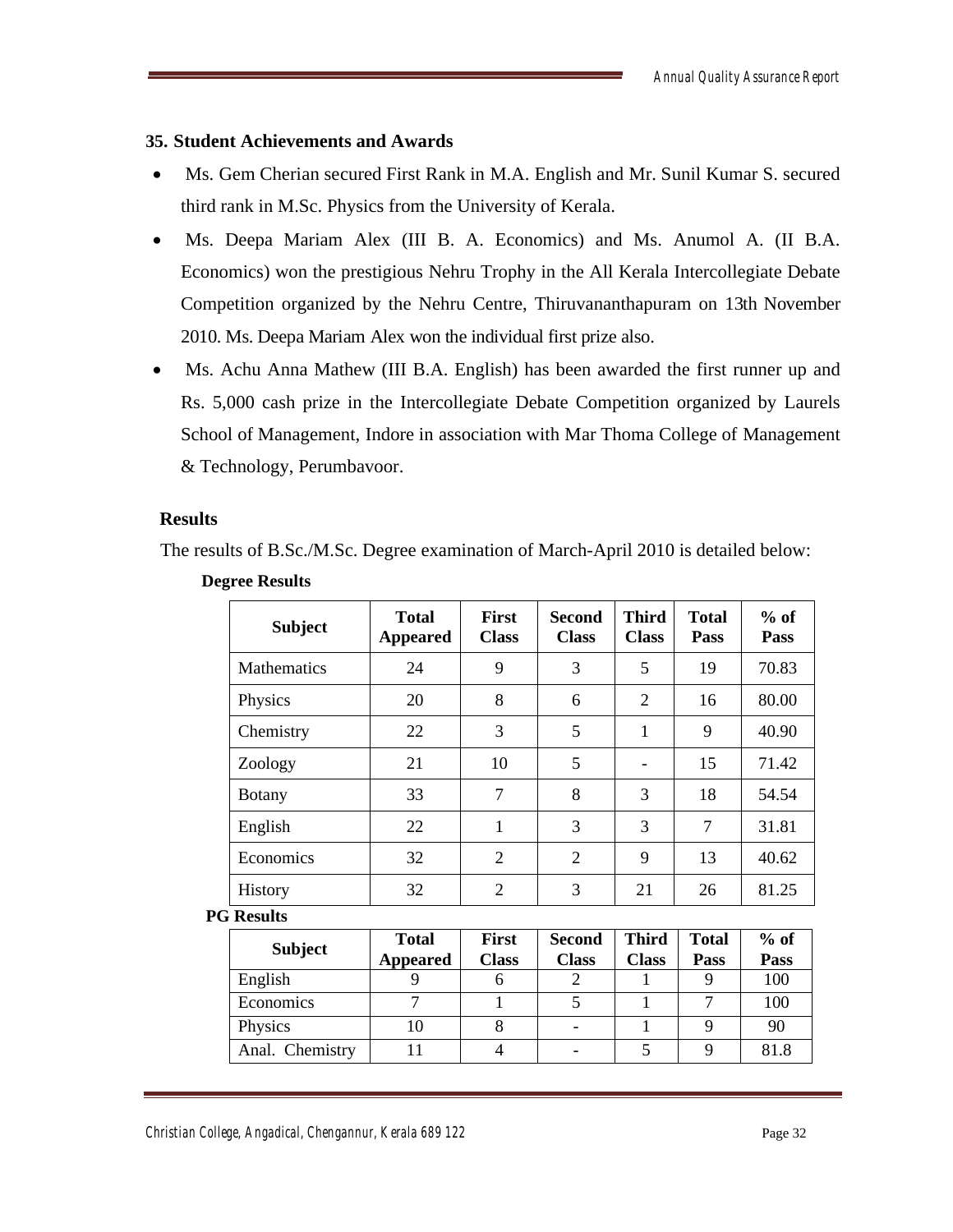## 35. Student Achievements and Awards

- Ms. Gem Cherian secured First Rank in M.A. English and Mr. Sunil Kumar S. secured third rank in M.Sc. Physics from the University of Kerala.
- Ms. Deepa Mariam Alex (III B. A. Economics) and Ms. Anumol A. (II B.A. Economics) won the prestigious Nehru Trophy in the All Kerala Intercollegiate Debate Competition organized by the Nehru Centre, Thiruvananthapuram on 13th November 2010. Ms. Deepa Mariam Alex won the individual first prize also.
- Ms. Achu Anna Mathew (III B.A. English) has been awarded the first runner up and Rs. 5,000 cash prize in the Intercollegiate Debate Competition organized by Laurels School of Management, Indore in association with Mar Thoma College of Management & Technology, Perumbavoor.

### Results

The results of B.Sc./M.Sc. Degree examination of March-April 2010 is detailed below:

**Degree Results**

| Subject | Total Appeared | First Class | Second Class | Third Class | Total Pass | % of Pass |
|---|---|---|---|---|---|---|
| Mathematics | 24 | 9 | 3 | 5 | 19 | 70.83 |
| Physics | 20 | 8 | 6 | 2 | 16 | 80.00 |
| Chemistry | 22 | 3 | 5 | 1 | 9 | 40.90 |
| Zoology | 21 | 10 | 5 | - | 15 | 71.42 |
| Botany | 33 | 7 | 8 | 3 | 18 | 54.54 |
| English | 22 | 1 | 3 | 3 | 7 | 31.81 |
| Economics | 32 | 2 | 2 | 9 | 13 | 40.62 |
| History | 32 | 2 | 3 | 21 | 26 | 81.25 |

**PG Results**

| Subject | Total Appeared | First Class | Second Class | Third Class | Total Pass | % of Pass |
|---|---|---|---|---|---|---|
| English | 9 | 6 | 2 | 1 | 9 | 100 |
| Economics | 7 | 1 | 5 | 1 | 7 | 100 |
| Physics | 10 | 8 | - | 1 | 9 | 90 |
| Anal. Chemistry | 11 | 4 | - | 5 | 9 | 81.8 |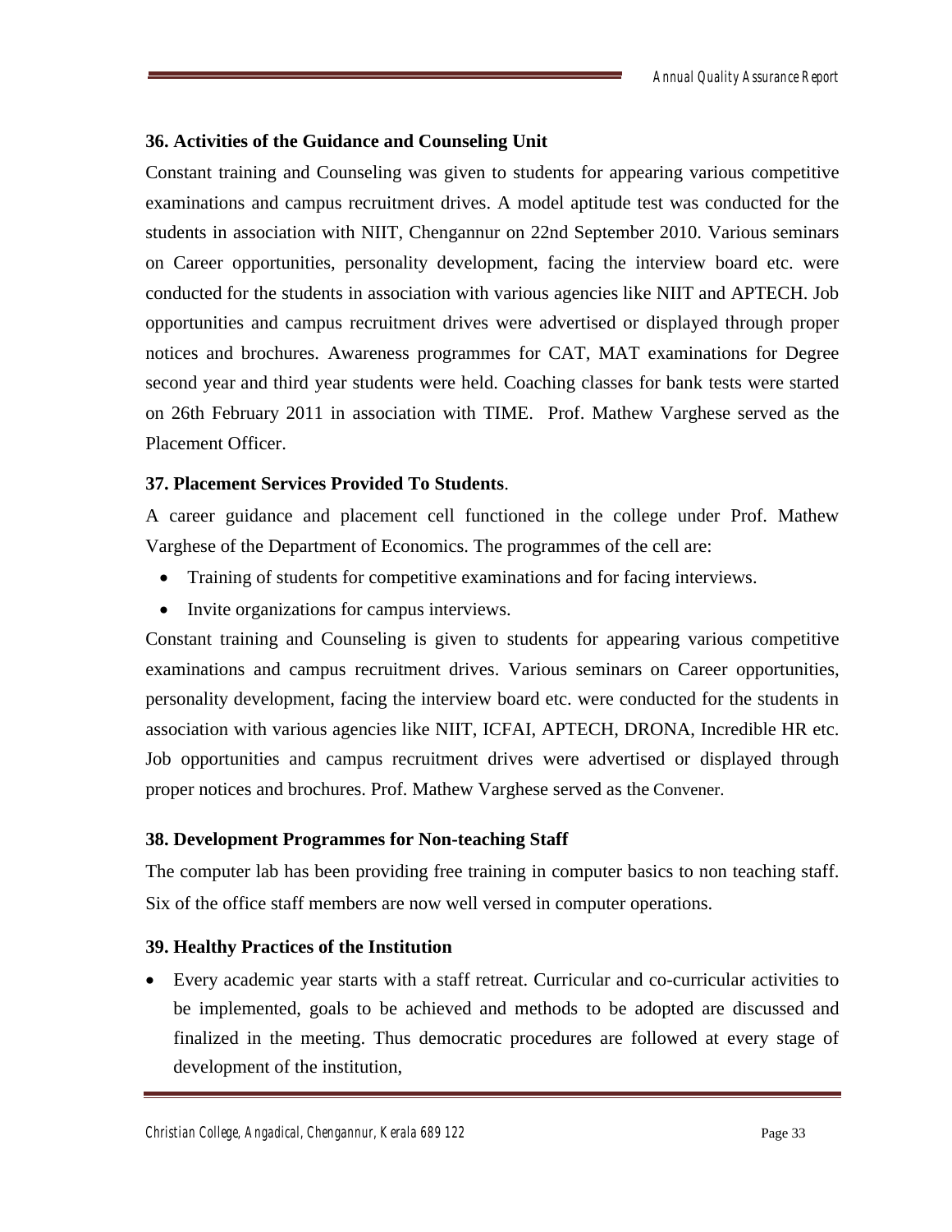### 36. Activities of the Guidance and Counseling Unit

Constant training and Counseling was given to students for appearing various competitive examinations and campus recruitment drives. A model aptitude test was conducted for the students in association with NIIT, Chengannur on 22nd September 2010. Various seminars on Career opportunities, personality development, facing the interview board etc. were conducted for the students in association with various agencies like NIIT and APTECH. Job opportunities and campus recruitment drives were advertised or displayed through proper notices and brochures. Awareness programmes for CAT, MAT examinations for Degree second year and third year students were held. Coaching classes for bank tests were started on 26th February 2011 in association with TIME. Prof. Mathew Varghese served as the Placement Officer.

### 37. Placement Services Provided To Students.

A career guidance and placement cell functioned in the college under Prof. Mathew Varghese of the Department of Economics. The programmes of the cell are:

- Training of students for competitive examinations and for facing interviews.
- Invite organizations for campus interviews.

Constant training and Counseling is given to students for appearing various competitive examinations and campus recruitment drives. Various seminars on Career opportunities, personality development, facing the interview board etc. were conducted for the students in association with various agencies like NIIT, ICFAI, APTECH, DRONA, Incredible HR etc. Job opportunities and campus recruitment drives were advertised or displayed through proper notices and brochures. Prof. Mathew Varghese served as the Convener.

### 38. Development Programmes for Non-teaching Staff

The computer lab has been providing free training in computer basics to non teaching staff. Six of the office staff members are now well versed in computer operations.

### 39. Healthy Practices of the Institution

- Every academic year starts with a staff retreat. Curricular and co-curricular activities to be implemented, goals to be achieved and methods to be adopted are discussed and finalized in the meeting. Thus democratic procedures are followed at every stage of development of the institution,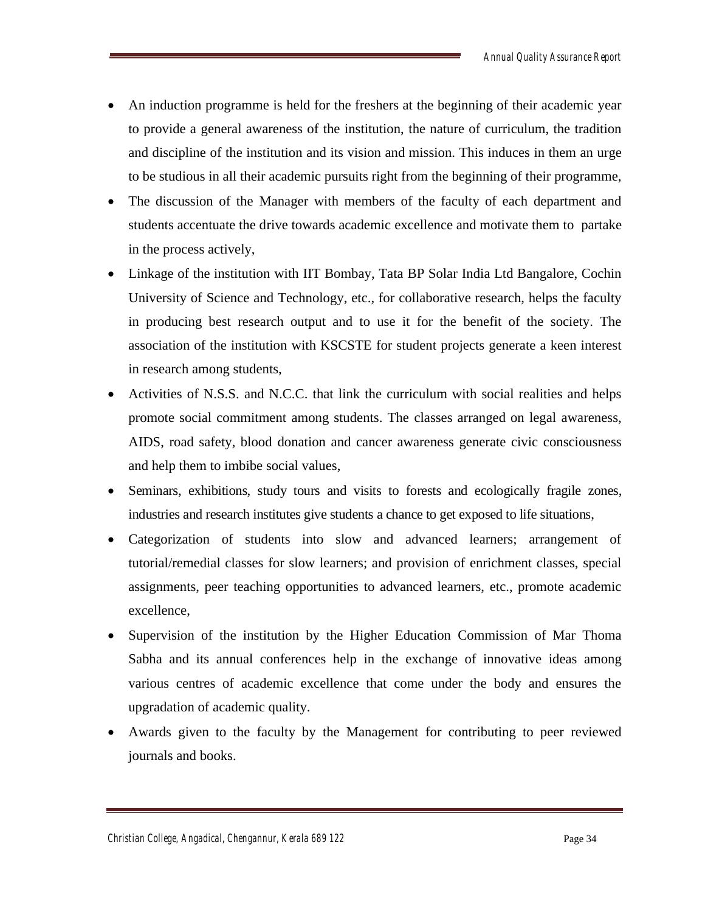- An induction programme is held for the freshers at the beginning of their academic year to provide a general awareness of the institution, the nature of curriculum, the tradition and discipline of the institution and its vision and mission. This induces in them an urge to be studious in all their academic pursuits right from the beginning of their programme,
- The discussion of the Manager with members of the faculty of each department and students accentuate the drive towards academic excellence and motivate them to partake in the process actively,
- Linkage of the institution with IIT Bombay, Tata BP Solar India Ltd Bangalore, Cochin University of Science and Technology, etc., for collaborative research, helps the faculty in producing best research output and to use it for the benefit of the society. The association of the institution with KSCSTE for student projects generate a keen interest in research among students,
- Activities of N.S.S. and N.C.C. that link the curriculum with social realities and helps promote social commitment among students. The classes arranged on legal awareness, AIDS, road safety, blood donation and cancer awareness generate civic consciousness and help them to imbibe social values,
- Seminars, exhibitions, study tours and visits to forests and ecologically fragile zones, industries and research institutes give students a chance to get exposed to life situations,
- Categorization of students into slow and advanced learners; arrangement of tutorial/remedial classes for slow learners; and provision of enrichment classes, special assignments, peer teaching opportunities to advanced learners, etc., promote academic excellence,
- Supervision of the institution by the Higher Education Commission of Mar Thoma Sabha and its annual conferences help in the exchange of innovative ideas among various centres of academic excellence that come under the body and ensures the upgradation of academic quality.
- Awards given to the faculty by the Management for contributing to peer reviewed journals and books.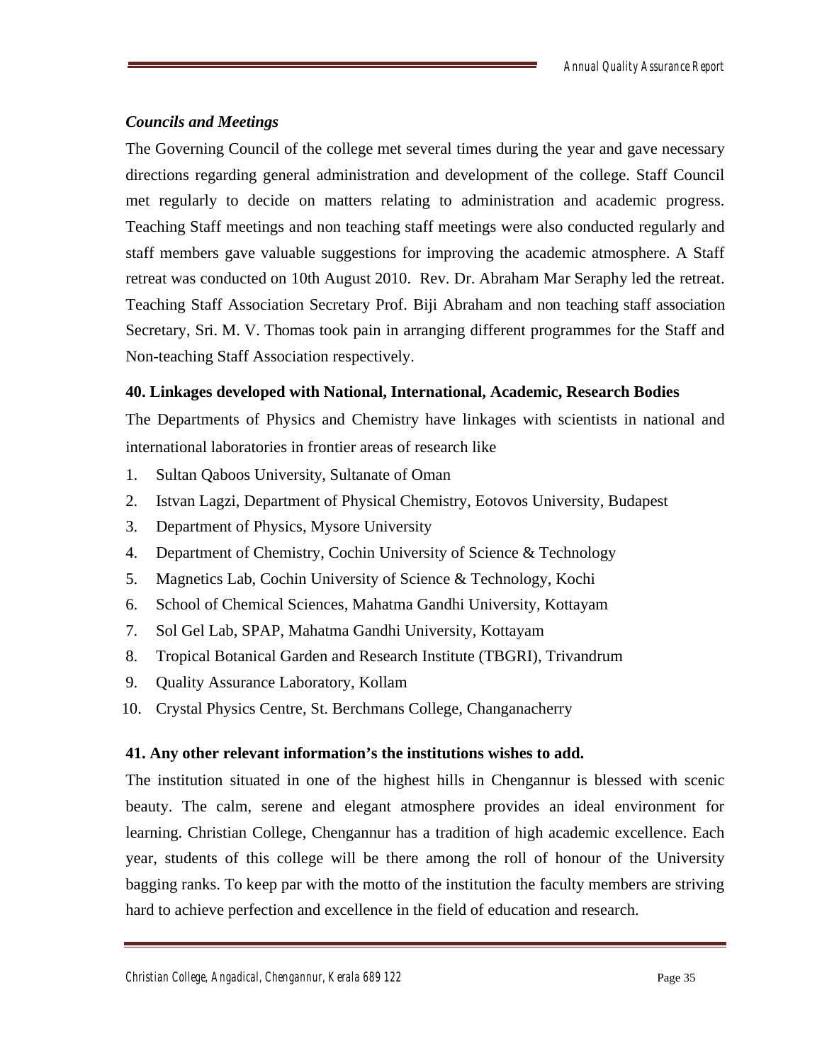### *Councils and Meetings*

The Governing Council of the college met several times during the year and gave necessary directions regarding general administration and development of the college. Staff Council met regularly to decide on matters relating to administration and academic progress. Teaching Staff meetings and non teaching staff meetings were also conducted regularly and staff members gave valuable suggestions for improving the academic atmosphere. A Staff retreat was conducted on 10th August 2010. Rev. Dr. Abraham Mar Seraphy led the retreat. Teaching Staff Association Secretary Prof. Biji Abraham and non teaching staff association Secretary, Sri. M. V. Thomas took pain in arranging different programmes for the Staff and Non-teaching Staff Association respectively.

### 40. Linkages developed with National, International, Academic, Research Bodies

The Departments of Physics and Chemistry have linkages with scientists in national and international laboratories in frontier areas of research like

1. Sultan Qaboos University, Sultanate of Oman
2. Istvan Lagzi, Department of Physical Chemistry, Eotovos University, Budapest
3. Department of Physics, Mysore University
4. Department of Chemistry, Cochin University of Science & Technology
5. Magnetics Lab, Cochin University of Science & Technology, Kochi
6. School of Chemical Sciences, Mahatma Gandhi University, Kottayam
7. Sol Gel Lab, SPAP, Mahatma Gandhi University, Kottayam
8. Tropical Botanical Garden and Research Institute (TBGRI), Trivandrum
9. Quality Assurance Laboratory, Kollam
10. Crystal Physics Centre, St. Berchmans College, Changanacherry

### 41. Any other relevant information's the institutions wishes to add.

The institution situated in one of the highest hills in Chengannur is blessed with scenic beauty. The calm, serene and elegant atmosphere provides an ideal environment for learning. Christian College, Chengannur has a tradition of high academic excellence. Each year, students of this college will be there among the roll of honour of the University bagging ranks. To keep par with the motto of the institution the faculty members are striving hard to achieve perfection and excellence in the field of education and research.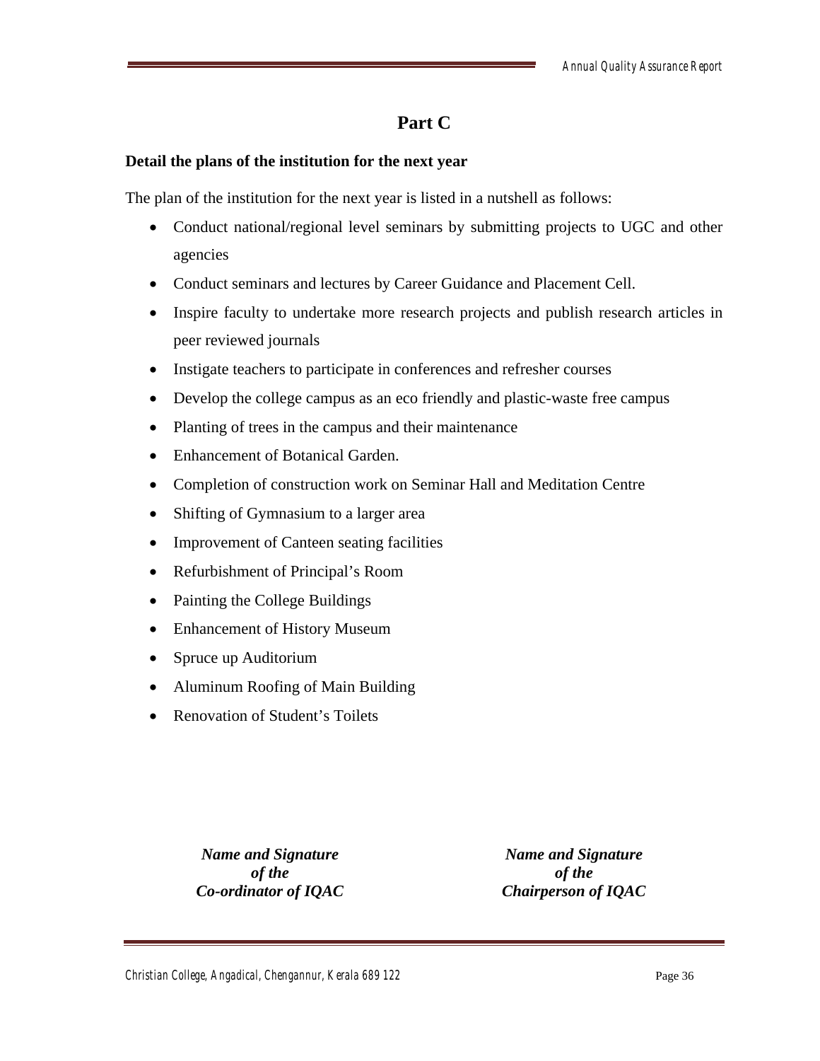# Part C

**Detail the plans of the institution for the next year**

The plan of the institution for the next year is listed in a nutshell as follows:

- Conduct national/regional level seminars by submitting projects to UGC and other agencies
- Conduct seminars and lectures by Career Guidance and Placement Cell.
- Inspire faculty to undertake more research projects and publish research articles in peer reviewed journals
- Instigate teachers to participate in conferences and refresher courses
- Develop the college campus as an eco friendly and plastic-waste free campus
- Planting of trees in the campus and their maintenance
- Enhancement of Botanical Garden.
- Completion of construction work on Seminar Hall and Meditation Centre
- Shifting of Gymnasium to a larger area
- Improvement of Canteen seating facilities
- Refurbishment of Principal's Room
- Painting the College Buildings
- Enhancement of History Museum
- Spruce up Auditorium
- Aluminum Roofing of Main Building
- Renovation of Student's Toilets

***Name and Signature of the Co-ordinator of IQAC***

***Name and Signature of the Chairperson of IQAC***